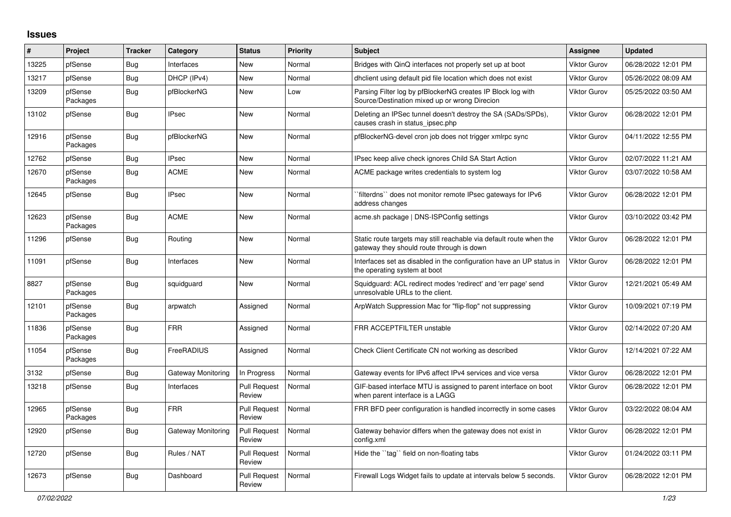# Issues

| # | Project | Tracker | Category | Status | Priority | Subject | Assignee | Updated |
|---|---|---|---|---|---|---|---|---|
| 13225 | pfSense | Bug | Interfaces | New | Normal | Bridges with QinQ interfaces not properly set up at boot | Viktor Gurov | 06/28/2022 12:01 PM |
| 13217 | pfSense | Bug | DHCP (IPv4) | New | Normal | dhclient using default pid file location which does not exist | Viktor Gurov | 05/26/2022 08:09 AM |
| 13209 | pfSense Packages | Bug | pfBlockerNG | New | Low | Parsing Filter log by pfBlockerNG creates IP Block log with Source/Destination mixed up or wrong Direcion | Viktor Gurov | 05/25/2022 03:50 AM |
| 13102 | pfSense | Bug | IPsec | New | Normal | Deleting an IPSec tunnel doesn't destroy the SA (SADs/SPDs), causes crash in status_ipsec.php | Viktor Gurov | 06/28/2022 12:01 PM |
| 12916 | pfSense Packages | Bug | pfBlockerNG | New | Normal | pfBlockerNG-devel cron job does not trigger xmlrpc sync | Viktor Gurov | 04/11/2022 12:55 PM |
| 12762 | pfSense | Bug | IPsec | New | Normal | IPsec keep alive check ignores Child SA Start Action | Viktor Gurov | 02/07/2022 11:21 AM |
| 12670 | pfSense Packages | Bug | ACME | New | Normal | ACME package writes credentials to system log | Viktor Gurov | 03/07/2022 10:58 AM |
| 12645 | pfSense | Bug | IPsec | New | Normal | ``filterdns`` does not monitor remote IPsec gateways for IPv6 address changes | Viktor Gurov | 06/28/2022 12:01 PM |
| 12623 | pfSense Packages | Bug | ACME | New | Normal | acme.sh package \| DNS-ISPConfig settings | Viktor Gurov | 03/10/2022 03:42 PM |
| 11296 | pfSense | Bug | Routing | New | Normal | Static route targets may still reachable via default route when the gateway they should route through is down | Viktor Gurov | 06/28/2022 12:01 PM |
| 11091 | pfSense | Bug | Interfaces | New | Normal | Interfaces set as disabled in the configuration have an UP status in the operating system at boot | Viktor Gurov | 06/28/2022 12:01 PM |
| 8827 | pfSense Packages | Bug | squidguard | New | Normal | Squidguard: ACL redirect modes 'redirect' and 'err page' send unresolvable URLs to the client. | Viktor Gurov | 12/21/2021 05:49 AM |
| 12101 | pfSense Packages | Bug | arpwatch | Assigned | Normal | ArpWatch Suppression Mac for "flip-flop" not suppressing | Viktor Gurov | 10/09/2021 07:19 PM |
| 11836 | pfSense Packages | Bug | FRR | Assigned | Normal | FRR ACCEPTFILTER unstable | Viktor Gurov | 02/14/2022 07:20 AM |
| 11054 | pfSense Packages | Bug | FreeRADIUS | Assigned | Normal | Check Client Certificate CN not working as described | Viktor Gurov | 12/14/2021 07:22 AM |
| 3132 | pfSense | Bug | Gateway Monitoring | In Progress | Normal | Gateway events for IPv6 affect IPv4 services and vice versa | Viktor Gurov | 06/28/2022 12:01 PM |
| 13218 | pfSense | Bug | Interfaces | Pull Request Review | Normal | GIF-based interface MTU is assigned to parent interface on boot when parent interface is a LAGG | Viktor Gurov | 06/28/2022 12:01 PM |
| 12965 | pfSense Packages | Bug | FRR | Pull Request Review | Normal | FRR BFD peer configuration is handled incorrectly in some cases | Viktor Gurov | 03/22/2022 08:04 AM |
| 12920 | pfSense | Bug | Gateway Monitoring | Pull Request Review | Normal | Gateway behavior differs when the gateway does not exist in config.xml | Viktor Gurov | 06/28/2022 12:01 PM |
| 12720 | pfSense | Bug | Rules / NAT | Pull Request Review | Normal | Hide the ``tag`` field on non-floating tabs | Viktor Gurov | 01/24/2022 03:11 PM |
| 12673 | pfSense | Bug | Dashboard | Pull Request Review | Normal | Firewall Logs Widget fails to update at intervals below 5 seconds. | Viktor Gurov | 06/28/2022 12:01 PM |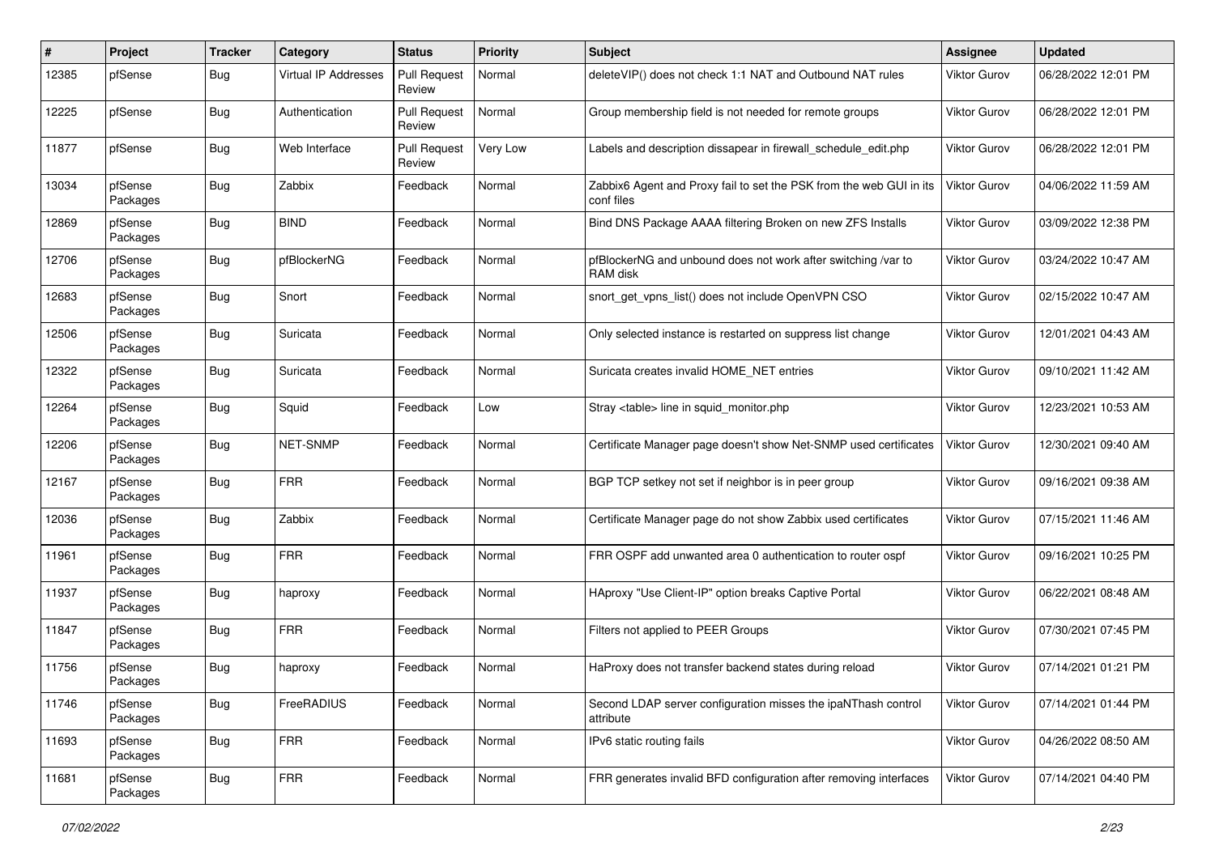| # | Project | Tracker | Category | Status | Priority | Subject | Assignee | Updated |
|---|---|---|---|---|---|---|---|---|
| 12385 | pfSense | Bug | Virtual IP Addresses | Pull Request Review | Normal | deleteVIP() does not check 1:1 NAT and Outbound NAT rules | Viktor Gurov | 06/28/2022 12:01 PM |
| 12225 | pfSense | Bug | Authentication | Pull Request Review | Normal | Group membership field is not needed for remote groups | Viktor Gurov | 06/28/2022 12:01 PM |
| 11877 | pfSense | Bug | Web Interface | Pull Request Review | Very Low | Labels and description dissapear in firewall_schedule_edit.php | Viktor Gurov | 06/28/2022 12:01 PM |
| 13034 | pfSense Packages | Bug | Zabbix | Feedback | Normal | Zabbix6 Agent and Proxy fail to set the PSK from the web GUI in its conf files | Viktor Gurov | 04/06/2022 11:59 AM |
| 12869 | pfSense Packages | Bug | BIND | Feedback | Normal | Bind DNS Package AAAA filtering Broken on new ZFS Installs | Viktor Gurov | 03/09/2022 12:38 PM |
| 12706 | pfSense Packages | Bug | pfBlockerNG | Feedback | Normal | pfBlockerNG and unbound does not work after switching /var to RAM disk | Viktor Gurov | 03/24/2022 10:47 AM |
| 12683 | pfSense Packages | Bug | Snort | Feedback | Normal | snort_get_vpns_list() does not include OpenVPN CSO | Viktor Gurov | 02/15/2022 10:47 AM |
| 12506 | pfSense Packages | Bug | Suricata | Feedback | Normal | Only selected instance is restarted on suppress list change | Viktor Gurov | 12/01/2021 04:43 AM |
| 12322 | pfSense Packages | Bug | Suricata | Feedback | Normal | Suricata creates invalid HOME_NET entries | Viktor Gurov | 09/10/2021 11:42 AM |
| 12264 | pfSense Packages | Bug | Squid | Feedback | Low | Stray <table> line in squid_monitor.php | Viktor Gurov | 12/23/2021 10:53 AM |
| 12206 | pfSense Packages | Bug | NET-SNMP | Feedback | Normal | Certificate Manager page doesn't show Net-SNMP used certificates | Viktor Gurov | 12/30/2021 09:40 AM |
| 12167 | pfSense Packages | Bug | FRR | Feedback | Normal | BGP TCP setkey not set if neighbor is in peer group | Viktor Gurov | 09/16/2021 09:38 AM |
| 12036 | pfSense Packages | Bug | Zabbix | Feedback | Normal | Certificate Manager page do not show Zabbix used certificates | Viktor Gurov | 07/15/2021 11:46 AM |
| 11961 | pfSense Packages | Bug | FRR | Feedback | Normal | FRR OSPF add unwanted area 0 authentication to router ospf | Viktor Gurov | 09/16/2021 10:25 PM |
| 11937 | pfSense Packages | Bug | haproxy | Feedback | Normal | HAproxy "Use Client-IP" option breaks Captive Portal | Viktor Gurov | 06/22/2021 08:48 AM |
| 11847 | pfSense Packages | Bug | FRR | Feedback | Normal | Filters not applied to PEER Groups | Viktor Gurov | 07/30/2021 07:45 PM |
| 11756 | pfSense Packages | Bug | haproxy | Feedback | Normal | HaProxy does not transfer backend states during reload | Viktor Gurov | 07/14/2021 01:21 PM |
| 11746 | pfSense Packages | Bug | FreeRADIUS | Feedback | Normal | Second LDAP server configuration misses the ipaNThash control attribute | Viktor Gurov | 07/14/2021 01:44 PM |
| 11693 | pfSense Packages | Bug | FRR | Feedback | Normal | IPv6 static routing fails | Viktor Gurov | 04/26/2022 08:50 AM |
| 11681 | pfSense Packages | Bug | FRR | Feedback | Normal | FRR generates invalid BFD configuration after removing interfaces | Viktor Gurov | 07/14/2021 04:40 PM |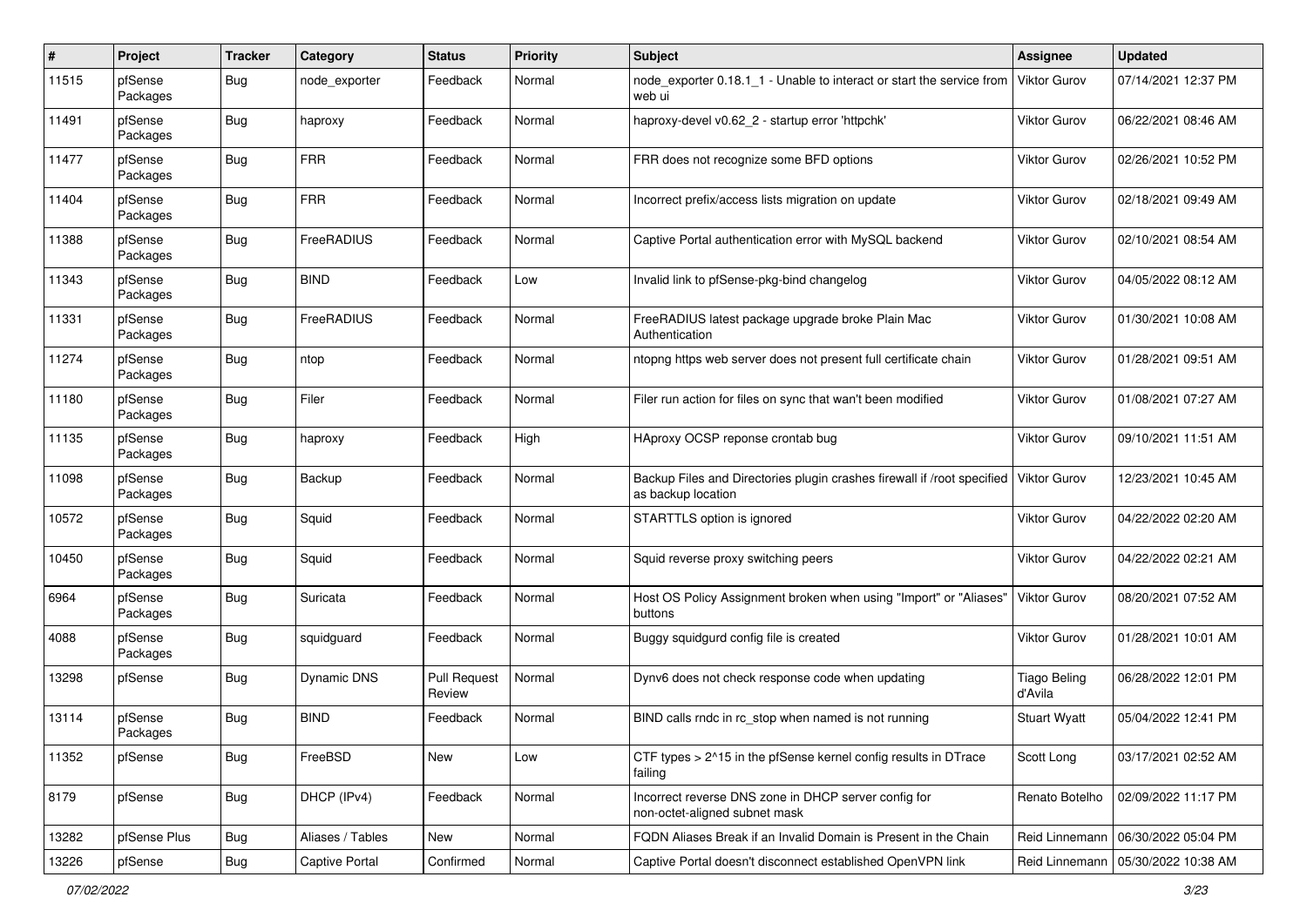| # | Project | Tracker | Category | Status | Priority | Subject | Assignee | Updated |
|---|---|---|---|---|---|---|---|---|
| 11515 | pfSense Packages | Bug | node_exporter | Feedback | Normal | node_exporter 0.18.1_1 - Unable to interact or start the service from web ui | Viktor Gurov | 07/14/2021 12:37 PM |
| 11491 | pfSense Packages | Bug | haproxy | Feedback | Normal | haproxy-devel v0.62_2 - startup error 'httpchk' | Viktor Gurov | 06/22/2021 08:46 AM |
| 11477 | pfSense Packages | Bug | FRR | Feedback | Normal | FRR does not recognize some BFD options | Viktor Gurov | 02/26/2021 10:52 PM |
| 11404 | pfSense Packages | Bug | FRR | Feedback | Normal | Incorrect prefix/access lists migration on update | Viktor Gurov | 02/18/2021 09:49 AM |
| 11388 | pfSense Packages | Bug | FreeRADIUS | Feedback | Normal | Captive Portal authentication error with MySQL backend | Viktor Gurov | 02/10/2021 08:54 AM |
| 11343 | pfSense Packages | Bug | BIND | Feedback | Low | Invalid link to pfSense-pkg-bind changelog | Viktor Gurov | 04/05/2022 08:12 AM |
| 11331 | pfSense Packages | Bug | FreeRADIUS | Feedback | Normal | FreeRADIUS latest package upgrade broke Plain Mac Authentication | Viktor Gurov | 01/30/2021 10:08 AM |
| 11274 | pfSense Packages | Bug | ntop | Feedback | Normal | ntopng https web server does not present full certificate chain | Viktor Gurov | 01/28/2021 09:51 AM |
| 11180 | pfSense Packages | Bug | Filer | Feedback | Normal | Filer run action for files on sync that wan't been modified | Viktor Gurov | 01/08/2021 07:27 AM |
| 11135 | pfSense Packages | Bug | haproxy | Feedback | High | HAproxy OCSP reponse crontab bug | Viktor Gurov | 09/10/2021 11:51 AM |
| 11098 | pfSense Packages | Bug | Backup | Feedback | Normal | Backup Files and Directories plugin crashes firewall if /root specified as backup location | Viktor Gurov | 12/23/2021 10:45 AM |
| 10572 | pfSense Packages | Bug | Squid | Feedback | Normal | STARTTLS option is ignored | Viktor Gurov | 04/22/2022 02:20 AM |
| 10450 | pfSense Packages | Bug | Squid | Feedback | Normal | Squid reverse proxy switching peers | Viktor Gurov | 04/22/2022 02:21 AM |
| 6964 | pfSense Packages | Bug | Suricata | Feedback | Normal | Host OS Policy Assignment broken when using "Import" or "Aliases" buttons | Viktor Gurov | 08/20/2021 07:52 AM |
| 4088 | pfSense Packages | Bug | squidguard | Feedback | Normal | Buggy squidgurd config file is created | Viktor Gurov | 01/28/2021 10:01 AM |
| 13298 | pfSense | Bug | Dynamic DNS | Pull Request Review | Normal | Dynv6 does not check response code when updating | Tiago Beling d'Avila | 06/28/2022 12:01 PM |
| 13114 | pfSense Packages | Bug | BIND | Feedback | Normal | BIND calls rndc in rc_stop when named is not running | Stuart Wyatt | 05/04/2022 12:41 PM |
| 11352 | pfSense | Bug | FreeBSD | New | Low | CTF types > 2^15 in the pfSense kernel config results in DTrace failing | Scott Long | 03/17/2021 02:52 AM |
| 8179 | pfSense | Bug | DHCP (IPv4) | Feedback | Normal | Incorrect reverse DNS zone in DHCP server config for non-octet-aligned subnet mask | Renato Botelho | 02/09/2022 11:17 PM |
| 13282 | pfSense Plus | Bug | Aliases / Tables | New | Normal | FQDN Aliases Break if an Invalid Domain is Present in the Chain | Reid Linnemann | 06/30/2022 05:04 PM |
| 13226 | pfSense | Bug | Captive Portal | Confirmed | Normal | Captive Portal doesn't disconnect established OpenVPN link | Reid Linnemann | 05/30/2022 10:38 AM |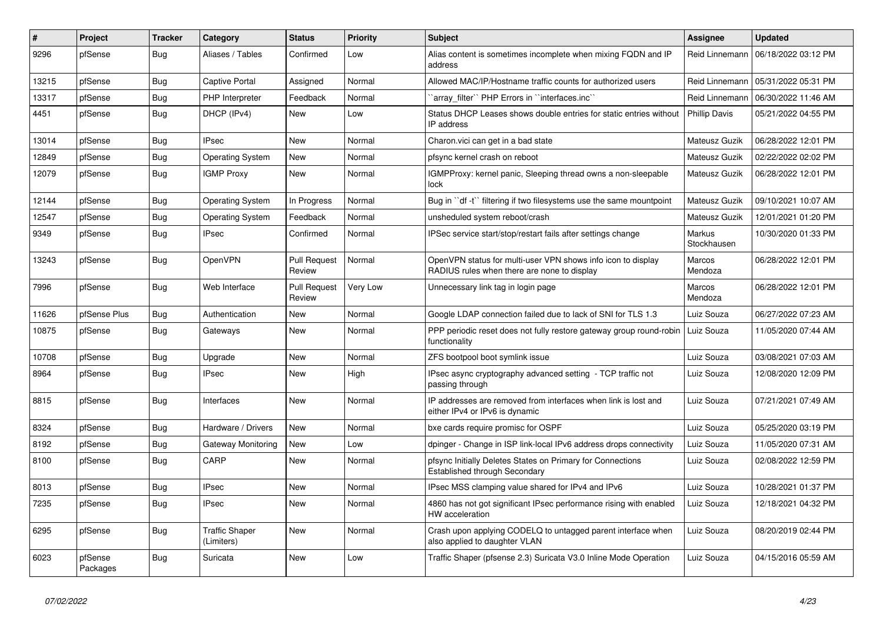| # | Project | Tracker | Category | Status | Priority | Subject | Assignee | Updated |
|---|---|---|---|---|---|---|---|---|
| 9296 | pfSense | Bug | Aliases / Tables | Confirmed | Low | Alias content is sometimes incomplete when mixing FQDN and IP address | Reid Linnemann | 06/18/2022 03:12 PM |
| 13215 | pfSense | Bug | Captive Portal | Assigned | Normal | Allowed MAC/IP/Hostname traffic counts for authorized users | Reid Linnemann | 05/31/2022 05:31 PM |
| 13317 | pfSense | Bug | PHP Interpreter | Feedback | Normal | ``array_filter`` PHP Errors in ``interfaces.inc`` | Reid Linnemann | 06/30/2022 11:46 AM |
| 4451 | pfSense | Bug | DHCP (IPv4) | New | Low | Status DHCP Leases shows double entries for static entries without IP address | Phillip Davis | 05/21/2022 04:55 PM |
| 13014 | pfSense | Bug | IPsec | New | Normal | Charon.vici can get in a bad state | Mateusz Guzik | 06/28/2022 12:01 PM |
| 12849 | pfSense | Bug | Operating System | New | Normal | pfsync kernel crash on reboot | Mateusz Guzik | 02/22/2022 02:02 PM |
| 12079 | pfSense | Bug | IGMP Proxy | New | Normal | IGMPProxy: kernel panic, Sleeping thread owns a non-sleepable lock | Mateusz Guzik | 06/28/2022 12:01 PM |
| 12144 | pfSense | Bug | Operating System | In Progress | Normal | Bug in ``df -t`` filtering if two filesystems use the same mountpoint | Mateusz Guzik | 09/10/2021 10:07 AM |
| 12547 | pfSense | Bug | Operating System | Feedback | Normal | unsheduled system reboot/crash | Mateusz Guzik | 12/01/2021 01:20 PM |
| 9349 | pfSense | Bug | IPsec | Confirmed | Normal | IPSec service start/stop/restart fails after settings change | Markus Stockhausen | 10/30/2020 01:33 PM |
| 13243 | pfSense | Bug | OpenVPN | Pull Request Review | Normal | OpenVPN status for multi-user VPN shows info icon to display RADIUS rules when there are none to display | Marcos Mendoza | 06/28/2022 12:01 PM |
| 7996 | pfSense | Bug | Web Interface | Pull Request Review | Very Low | Unnecessary link tag in login page | Marcos Mendoza | 06/28/2022 12:01 PM |
| 11626 | pfSense Plus | Bug | Authentication | New | Normal | Google LDAP connection failed due to lack of SNI for TLS 1.3 | Luiz Souza | 06/27/2022 07:23 AM |
| 10875 | pfSense | Bug | Gateways | New | Normal | PPP periodic reset does not fully restore gateway group round-robin functionality | Luiz Souza | 11/05/2020 07:44 AM |
| 10708 | pfSense | Bug | Upgrade | New | Normal | ZFS bootpool boot symlink issue | Luiz Souza | 03/08/2021 07:03 AM |
| 8964 | pfSense | Bug | IPsec | New | High | IPsec async cryptography advanced setting - TCP traffic not passing through | Luiz Souza | 12/08/2020 12:09 PM |
| 8815 | pfSense | Bug | Interfaces | New | Normal | IP addresses are removed from interfaces when link is lost and either IPv4 or IPv6 is dynamic | Luiz Souza | 07/21/2021 07:49 AM |
| 8324 | pfSense | Bug | Hardware / Drivers | New | Normal | bxe cards require promisc for OSPF | Luiz Souza | 05/25/2020 03:19 PM |
| 8192 | pfSense | Bug | Gateway Monitoring | New | Low | dpinger - Change in ISP link-local IPv6 address drops connectivity | Luiz Souza | 11/05/2020 07:31 AM |
| 8100 | pfSense | Bug | CARP | New | Normal | pfsync Initially Deletes States on Primary for Connections Established through Secondary | Luiz Souza | 02/08/2022 12:59 PM |
| 8013 | pfSense | Bug | IPsec | New | Normal | IPsec MSS clamping value shared for IPv4 and IPv6 | Luiz Souza | 10/28/2021 01:37 PM |
| 7235 | pfSense | Bug | IPsec | New | Normal | 4860 has not got significant IPsec performance rising with enabled HW acceleration | Luiz Souza | 12/18/2021 04:32 PM |
| 6295 | pfSense | Bug | Traffic Shaper (Limiters) | New | Normal | Crash upon applying CODELQ to untagged parent interface when also applied to daughter VLAN | Luiz Souza | 08/20/2019 02:44 PM |
| 6023 | pfSense Packages | Bug | Suricata | New | Low | Traffic Shaper (pfsense 2.3) Suricata V3.0 Inline Mode Operation | Luiz Souza | 04/15/2016 05:59 AM |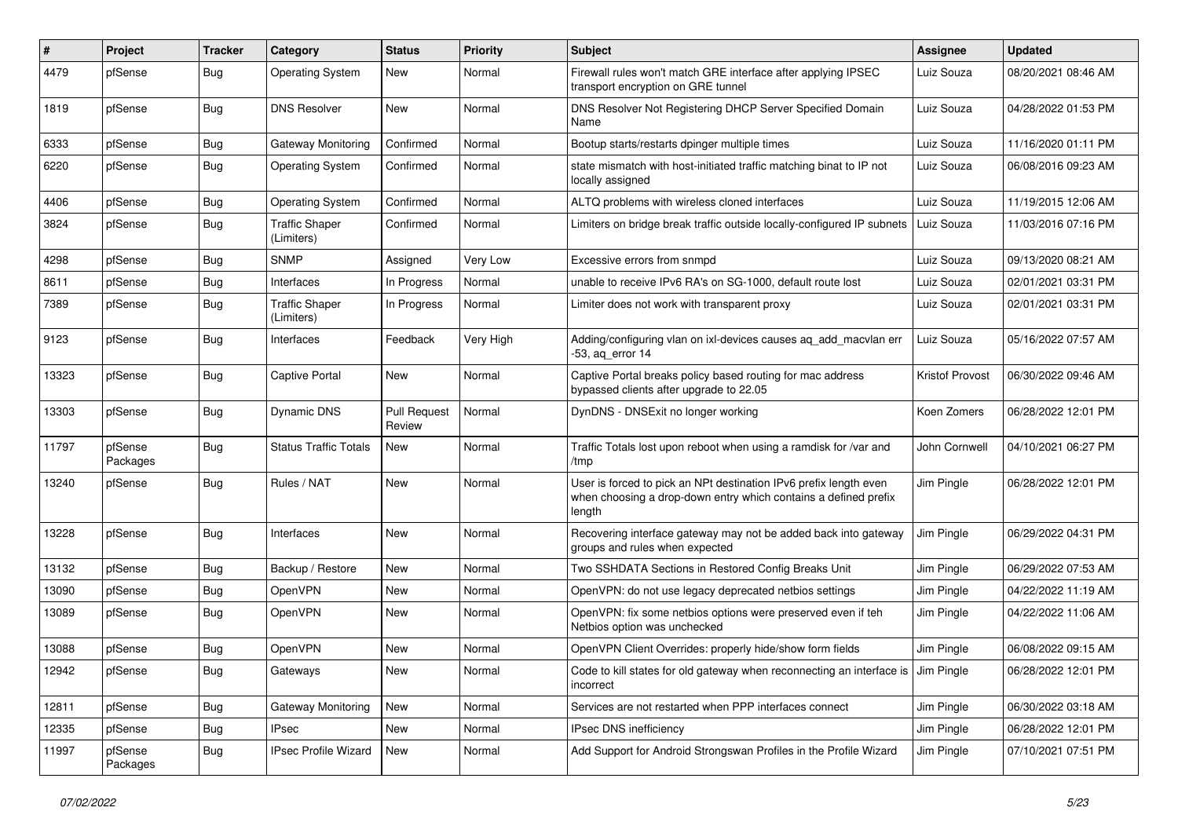| # | Project | Tracker | Category | Status | Priority | Subject | Assignee | Updated |
|---|---|---|---|---|---|---|---|---|
| 4479 | pfSense | Bug | Operating System | New | Normal | Firewall rules won't match GRE interface after applying IPSEC transport encryption on GRE tunnel | Luiz Souza | 08/20/2021 08:46 AM |
| 1819 | pfSense | Bug | DNS Resolver | New | Normal | DNS Resolver Not Registering DHCP Server Specified Domain Name | Luiz Souza | 04/28/2022 01:53 PM |
| 6333 | pfSense | Bug | Gateway Monitoring | Confirmed | Normal | Bootup starts/restarts dpinger multiple times | Luiz Souza | 11/16/2020 01:11 PM |
| 6220 | pfSense | Bug | Operating System | Confirmed | Normal | state mismatch with host-initiated traffic matching binat to IP not locally assigned | Luiz Souza | 06/08/2016 09:23 AM |
| 4406 | pfSense | Bug | Operating System | Confirmed | Normal | ALTQ problems with wireless cloned interfaces | Luiz Souza | 11/19/2015 12:06 AM |
| 3824 | pfSense | Bug | Traffic Shaper (Limiters) | Confirmed | Normal | Limiters on bridge break traffic outside locally-configured IP subnets | Luiz Souza | 11/03/2016 07:16 PM |
| 4298 | pfSense | Bug | SNMP | Assigned | Very Low | Excessive errors from snmpd | Luiz Souza | 09/13/2020 08:21 AM |
| 8611 | pfSense | Bug | Interfaces | In Progress | Normal | unable to receive IPv6 RA's on SG-1000, default route lost | Luiz Souza | 02/01/2021 03:31 PM |
| 7389 | pfSense | Bug | Traffic Shaper (Limiters) | In Progress | Normal | Limiter does not work with transparent proxy | Luiz Souza | 02/01/2021 03:31 PM |
| 9123 | pfSense | Bug | Interfaces | Feedback | Very High | Adding/configuring vlan on ixl-devices causes aq_add_macvlan err -53, aq_error 14 | Luiz Souza | 05/16/2022 07:57 AM |
| 13323 | pfSense | Bug | Captive Portal | New | Normal | Captive Portal breaks policy based routing for mac address bypassed clients after upgrade to 22.05 | Kristof Provost | 06/30/2022 09:46 AM |
| 13303 | pfSense | Bug | Dynamic DNS | Pull Request Review | Normal | DynDNS - DNSExit no longer working | Koen Zomers | 06/28/2022 12:01 PM |
| 11797 | pfSense Packages | Bug | Status Traffic Totals | New | Normal | Traffic Totals lost upon reboot when using a ramdisk for /var and /tmp | John Cornwell | 04/10/2021 06:27 PM |
| 13240 | pfSense | Bug | Rules / NAT | New | Normal | User is forced to pick an NPt destination IPv6 prefix length even when choosing a drop-down entry which contains a defined prefix length | Jim Pingle | 06/28/2022 12:01 PM |
| 13228 | pfSense | Bug | Interfaces | New | Normal | Recovering interface gateway may not be added back into gateway groups and rules when expected | Jim Pingle | 06/29/2022 04:31 PM |
| 13132 | pfSense | Bug | Backup / Restore | New | Normal | Two SSHDATA Sections in Restored Config Breaks Unit | Jim Pingle | 06/29/2022 07:53 AM |
| 13090 | pfSense | Bug | OpenVPN | New | Normal | OpenVPN: do not use legacy deprecated netbios settings | Jim Pingle | 04/22/2022 11:19 AM |
| 13089 | pfSense | Bug | OpenVPN | New | Normal | OpenVPN: fix some netbios options were preserved even if teh Netbios option was unchecked | Jim Pingle | 04/22/2022 11:06 AM |
| 13088 | pfSense | Bug | OpenVPN | New | Normal | OpenVPN Client Overrides: properly hide/show form fields | Jim Pingle | 06/08/2022 09:15 AM |
| 12942 | pfSense | Bug | Gateways | New | Normal | Code to kill states for old gateway when reconnecting an interface is incorrect | Jim Pingle | 06/28/2022 12:01 PM |
| 12811 | pfSense | Bug | Gateway Monitoring | New | Normal | Services are not restarted when PPP interfaces connect | Jim Pingle | 06/30/2022 03:18 AM |
| 12335 | pfSense | Bug | IPsec | New | Normal | IPsec DNS inefficiency | Jim Pingle | 06/28/2022 12:01 PM |
| 11997 | pfSense Packages | Bug | IPsec Profile Wizard | New | Normal | Add Support for Android Strongswan Profiles in the Profile Wizard | Jim Pingle | 07/10/2021 07:51 PM |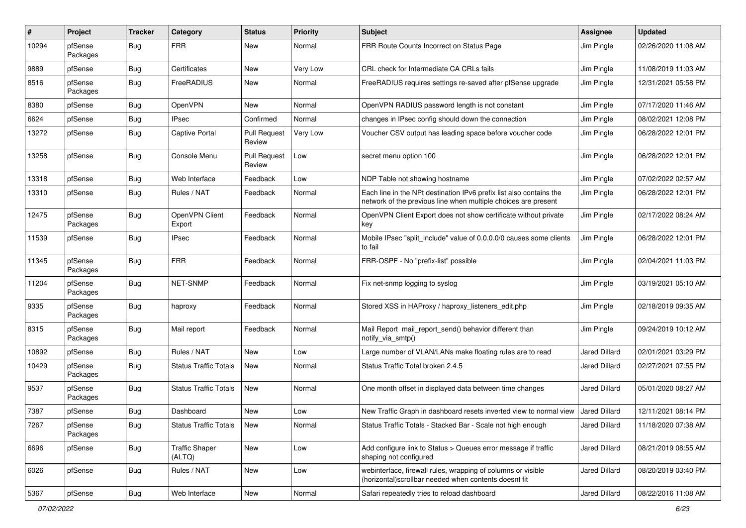| # | Project | Tracker | Category | Status | Priority | Subject | Assignee | Updated |
|---|---|---|---|---|---|---|---|---|
| 10294 | pfSense Packages | Bug | FRR | New | Normal | FRR Route Counts Incorrect on Status Page | Jim Pingle | 02/26/2020 11:08 AM |
| 9889 | pfSense | Bug | Certificates | New | Very Low | CRL check for Intermediate CA CRLs fails | Jim Pingle | 11/08/2019 11:03 AM |
| 8516 | pfSense Packages | Bug | FreeRADIUS | New | Normal | FreeRADIUS requires settings re-saved after pfSense upgrade | Jim Pingle | 12/31/2021 05:58 PM |
| 8380 | pfSense | Bug | OpenVPN | New | Normal | OpenVPN RADIUS password length is not constant | Jim Pingle | 07/17/2020 11:46 AM |
| 6624 | pfSense | Bug | IPsec | Confirmed | Normal | changes in IPsec config should down the connection | Jim Pingle | 08/02/2021 12:08 PM |
| 13272 | pfSense | Bug | Captive Portal | Pull Request Review | Very Low | Voucher CSV output has leading space before voucher code | Jim Pingle | 06/28/2022 12:01 PM |
| 13258 | pfSense | Bug | Console Menu | Pull Request Review | Low | secret menu option 100 | Jim Pingle | 06/28/2022 12:01 PM |
| 13318 | pfSense | Bug | Web Interface | Feedback | Low | NDP Table not showing hostname | Jim Pingle | 07/02/2022 02:57 AM |
| 13310 | pfSense | Bug | Rules / NAT | Feedback | Normal | Each line in the NPt destination IPv6 prefix list also contains the network of the previous line when multiple choices are present | Jim Pingle | 06/28/2022 12:01 PM |
| 12475 | pfSense Packages | Bug | OpenVPN Client Export | Feedback | Normal | OpenVPN Client Export does not show certificate without private key | Jim Pingle | 02/17/2022 08:24 AM |
| 11539 | pfSense | Bug | IPsec | Feedback | Normal | Mobile IPsec "split_include" value of 0.0.0.0/0 causes some clients to fail | Jim Pingle | 06/28/2022 12:01 PM |
| 11345 | pfSense Packages | Bug | FRR | Feedback | Normal | FRR-OSPF - No "prefix-list" possible | Jim Pingle | 02/04/2021 11:03 PM |
| 11204 | pfSense Packages | Bug | NET-SNMP | Feedback | Normal | Fix net-snmp logging to syslog | Jim Pingle | 03/19/2021 05:10 AM |
| 9335 | pfSense Packages | Bug | haproxy | Feedback | Normal | Stored XSS in HAProxy / haproxy_listeners_edit.php | Jim Pingle | 02/18/2019 09:35 AM |
| 8315 | pfSense Packages | Bug | Mail report | Feedback | Normal | Mail Report mail_report_send() behavior different than notify_via_smtp() | Jim Pingle | 09/24/2019 10:12 AM |
| 10892 | pfSense | Bug | Rules / NAT | New | Low | Large number of VLAN/LANs make floating rules are to read | Jared Dillard | 02/01/2021 03:29 PM |
| 10429 | pfSense Packages | Bug | Status Traffic Totals | New | Normal | Status Traffic Total broken 2.4.5 | Jared Dillard | 02/27/2021 07:55 PM |
| 9537 | pfSense Packages | Bug | Status Traffic Totals | New | Normal | One month offset in displayed data between time changes | Jared Dillard | 05/01/2020 08:27 AM |
| 7387 | pfSense | Bug | Dashboard | New | Low | New Traffic Graph in dashboard resets inverted view to normal view | Jared Dillard | 12/11/2021 08:14 PM |
| 7267 | pfSense Packages | Bug | Status Traffic Totals | New | Normal | Status Traffic Totals - Stacked Bar - Scale not high enough | Jared Dillard | 11/18/2020 07:38 AM |
| 6696 | pfSense | Bug | Traffic Shaper (ALTQ) | New | Low | Add configure link to Status > Queues error message if traffic shaping not configured | Jared Dillard | 08/21/2019 08:55 AM |
| 6026 | pfSense | Bug | Rules / NAT | New | Low | webinterface, firewall rules, wrapping of columns or visible (horizontal)scrollbar needed when contents doesnt fit | Jared Dillard | 08/20/2019 03:40 PM |
| 5367 | pfSense | Bug | Web Interface | New | Normal | Safari repeatedly tries to reload dashboard | Jared Dillard | 08/22/2016 11:08 AM |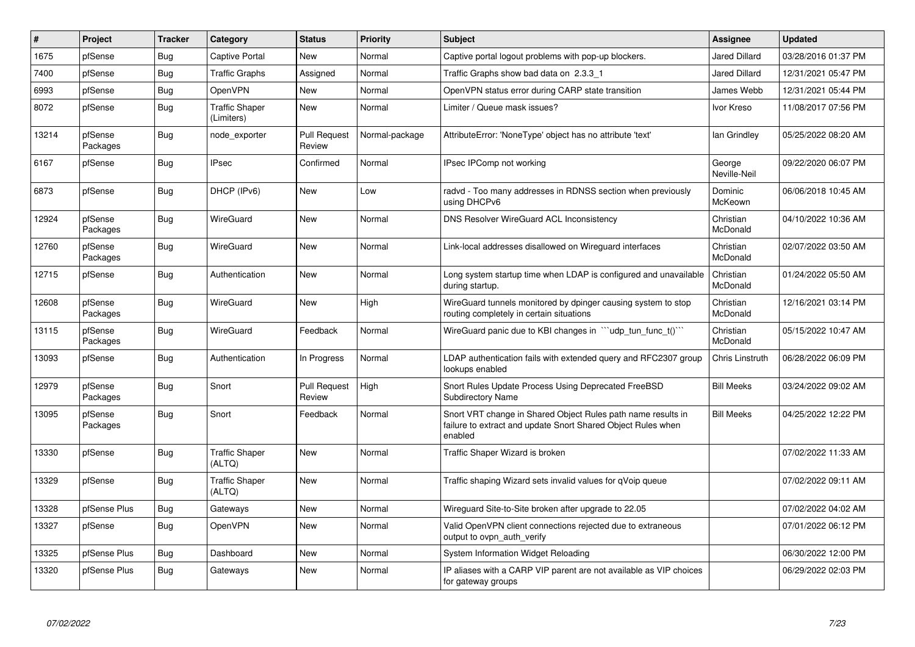| # | Project | Tracker | Category | Status | Priority | Subject | Assignee | Updated |
|---|---|---|---|---|---|---|---|---|
| 1675 | pfSense | Bug | Captive Portal | New | Normal | Captive portal logout problems with pop-up blockers. | Jared Dillard | 03/28/2016 01:37 PM |
| 7400 | pfSense | Bug | Traffic Graphs | Assigned | Normal | Traffic Graphs show bad data on 2.3.3_1 | Jared Dillard | 12/31/2021 05:47 PM |
| 6993 | pfSense | Bug | OpenVPN | New | Normal | OpenVPN status error during CARP state transition | James Webb | 12/31/2021 05:44 PM |
| 8072 | pfSense | Bug | Traffic Shaper (Limiters) | New | Normal | Limiter / Queue mask issues? | Ivor Kreso | 11/08/2017 07:56 PM |
| 13214 | pfSense Packages | Bug | node_exporter | Pull Request Review | Normal-package | AttributeError: 'NoneType' object has no attribute 'text' | Ian Grindley | 05/25/2022 08:20 AM |
| 6167 | pfSense | Bug | IPsec | Confirmed | Normal | IPsec IPComp not working | George Neville-Neil | 09/22/2020 06:07 PM |
| 6873 | pfSense | Bug | DHCP (IPv6) | New | Low | radvd - Too many addresses in RDNSS section when previously using DHCPv6 | Dominic McKeown | 06/06/2018 10:45 AM |
| 12924 | pfSense Packages | Bug | WireGuard | New | Normal | DNS Resolver WireGuard ACL Inconsistency | Christian McDonald | 04/10/2022 10:36 AM |
| 12760 | pfSense Packages | Bug | WireGuard | New | Normal | Link-local addresses disallowed on Wireguard interfaces | Christian McDonald | 02/07/2022 03:50 AM |
| 12715 | pfSense | Bug | Authentication | New | Normal | Long system startup time when LDAP is configured and unavailable during startup. | Christian McDonald | 01/24/2022 05:50 AM |
| 12608 | pfSense Packages | Bug | WireGuard | New | High | WireGuard tunnels monitored by dpinger causing system to stop routing completely in certain situations | Christian McDonald | 12/16/2021 03:14 PM |
| 13115 | pfSense Packages | Bug | WireGuard | Feedback | Normal | WireGuard panic due to KBI changes in ```udp_tun_func_t()``` | Christian McDonald | 05/15/2022 10:47 AM |
| 13093 | pfSense | Bug | Authentication | In Progress | Normal | LDAP authentication fails with extended query and RFC2307 group lookups enabled | Chris Linstruth | 06/28/2022 06:09 PM |
| 12979 | pfSense Packages | Bug | Snort | Pull Request Review | High | Snort Rules Update Process Using Deprecated FreeBSD Subdirectory Name | Bill Meeks | 03/24/2022 09:02 AM |
| 13095 | pfSense Packages | Bug | Snort | Feedback | Normal | Snort VRT change in Shared Object Rules path name results in failure to extract and update Snort Shared Object Rules when enabled | Bill Meeks | 04/25/2022 12:22 PM |
| 13330 | pfSense | Bug | Traffic Shaper (ALTQ) | New | Normal | Traffic Shaper Wizard is broken | | 07/02/2022 11:33 AM |
| 13329 | pfSense | Bug | Traffic Shaper (ALTQ) | New | Normal | Traffic shaping Wizard sets invalid values for qVoip queue | | 07/02/2022 09:11 AM |
| 13328 | pfSense Plus | Bug | Gateways | New | Normal | Wireguard Site-to-Site broken after upgrade to 22.05 | | 07/02/2022 04:02 AM |
| 13327 | pfSense | Bug | OpenVPN | New | Normal | Valid OpenVPN client connections rejected due to extraneous output to ovpn_auth_verify | | 07/01/2022 06:12 PM |
| 13325 | pfSense Plus | Bug | Dashboard | New | Normal | System Information Widget Reloading | | 06/30/2022 12:00 PM |
| 13320 | pfSense Plus | Bug | Gateways | New | Normal | IP aliases with a CARP VIP parent are not available as VIP choices for gateway groups | | 06/29/2022 02:03 PM |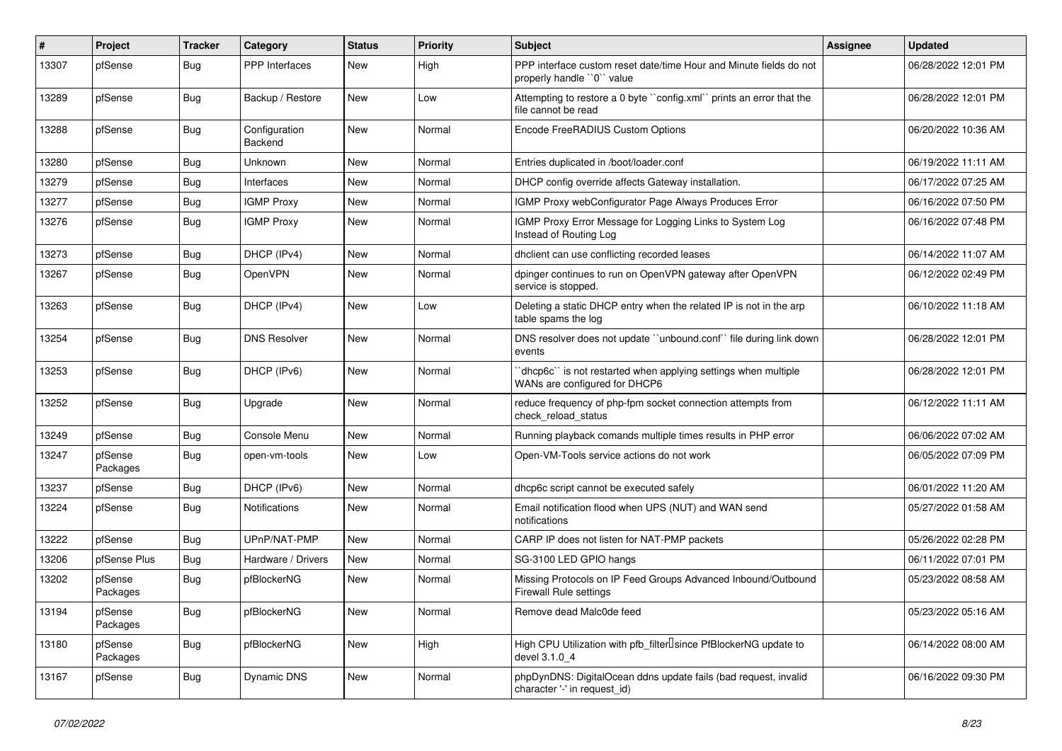| # | Project | Tracker | Category | Status | Priority | Subject | Assignee | Updated |
|---|---|---|---|---|---|---|---|---|
| 13307 | pfSense | Bug | PPP Interfaces | New | High | PPP interface custom reset date/time Hour and Minute fields do not properly handle ``0`` value | | 06/28/2022 12:01 PM |
| 13289 | pfSense | Bug | Backup / Restore | New | Low | Attempting to restore a 0 byte ``config.xml`` prints an error that the file cannot be read | | 06/28/2022 12:01 PM |
| 13288 | pfSense | Bug | Configuration Backend | New | Normal | Encode FreeRADIUS Custom Options | | 06/20/2022 10:36 AM |
| 13280 | pfSense | Bug | Unknown | New | Normal | Entries duplicated in /boot/loader.conf | | 06/19/2022 11:11 AM |
| 13279 | pfSense | Bug | Interfaces | New | Normal | DHCP config override affects Gateway installation. | | 06/17/2022 07:25 AM |
| 13277 | pfSense | Bug | IGMP Proxy | New | Normal | IGMP Proxy webConfigurator Page Always Produces Error | | 06/16/2022 07:50 PM |
| 13276 | pfSense | Bug | IGMP Proxy | New | Normal | IGMP Proxy Error Message for Logging Links to System Log Instead of Routing Log | | 06/16/2022 07:48 PM |
| 13273 | pfSense | Bug | DHCP (IPv4) | New | Normal | dhclient can use conflicting recorded leases | | 06/14/2022 11:07 AM |
| 13267 | pfSense | Bug | OpenVPN | New | Normal | dpinger continues to run on OpenVPN gateway after OpenVPN service is stopped. | | 06/12/2022 02:49 PM |
| 13263 | pfSense | Bug | DHCP (IPv4) | New | Low | Deleting a static DHCP entry when the related IP is not in the arp table spams the log | | 06/10/2022 11:18 AM |
| 13254 | pfSense | Bug | DNS Resolver | New | Normal | DNS resolver does not update ``unbound.conf`` file during link down events | | 06/28/2022 12:01 PM |
| 13253 | pfSense | Bug | DHCP (IPv6) | New | Normal | ``dhcp6c`` is not restarted when applying settings when multiple WANs are configured for DHCP6 | | 06/28/2022 12:01 PM |
| 13252 | pfSense | Bug | Upgrade | New | Normal | reduce frequency of php-fpm socket connection attempts from check_reload_status | | 06/12/2022 11:11 AM |
| 13249 | pfSense | Bug | Console Menu | New | Normal | Running playback comands multiple times results in PHP error | | 06/06/2022 07:02 AM |
| 13247 | pfSense Packages | Bug | open-vm-tools | New | Low | Open-VM-Tools service actions do not work | | 06/05/2022 07:09 PM |
| 13237 | pfSense | Bug | DHCP (IPv6) | New | Normal | dhcp6c script cannot be executed safely | | 06/01/2022 11:20 AM |
| 13224 | pfSense | Bug | Notifications | New | Normal | Email notification flood when UPS (NUT) and WAN send notifications | | 05/27/2022 01:58 AM |
| 13222 | pfSense | Bug | UPnP/NAT-PMP | New | Normal | CARP IP does not listen for NAT-PMP packets | | 05/26/2022 02:28 PM |
| 13206 | pfSense Plus | Bug | Hardware / Drivers | New | Normal | SG-3100 LED GPIO hangs | | 06/11/2022 07:01 PM |
| 13202 | pfSense Packages | Bug | pfBlockerNG | New | Normal | Missing Protocols on IP Feed Groups Advanced Inbound/Outbound Firewall Rule settings | | 05/23/2022 08:58 AM |
| 13194 | pfSense Packages | Bug | pfBlockerNG | New | Normal | Remove dead Malc0de feed | | 05/23/2022 05:16 AM |
| 13180 | pfSense Packages | Bug | pfBlockerNG | New | High | High CPU Utilization with pfb_filter since PfBlockerNG update to devel 3.1.0_4 | | 06/14/2022 08:00 AM |
| 13167 | pfSense | Bug | Dynamic DNS | New | Normal | phpDynDNS: DigitalOcean ddns update fails (bad request, invalid character '-' in request_id) | | 06/16/2022 09:30 PM |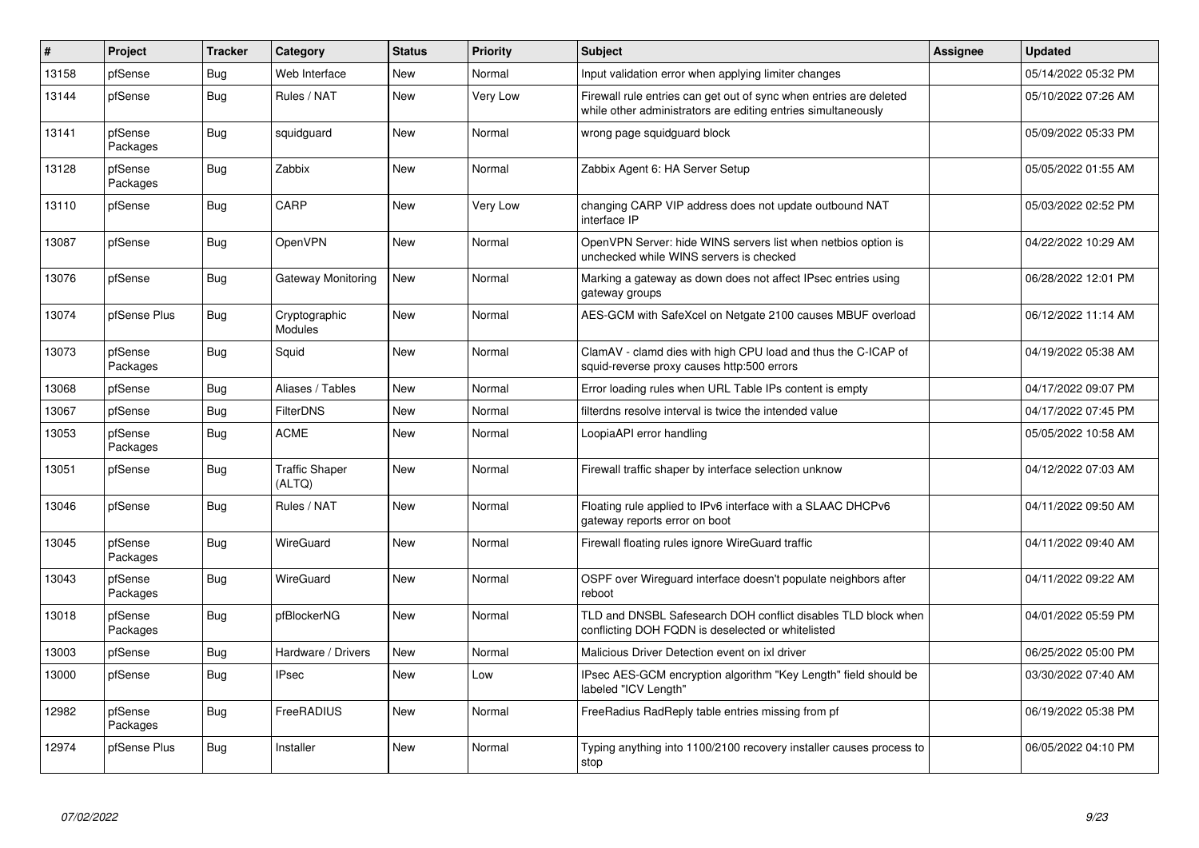| # | Project | Tracker | Category | Status | Priority | Subject | Assignee | Updated |
|---|---|---|---|---|---|---|---|---|
| 13158 | pfSense | Bug | Web Interface | New | Normal | Input validation error when applying limiter changes | | 05/14/2022 05:32 PM |
| 13144 | pfSense | Bug | Rules / NAT | New | Very Low | Firewall rule entries can get out of sync when entries are deleted while other administrators are editing entries simultaneously | | 05/10/2022 07:26 AM |
| 13141 | pfSense Packages | Bug | squidguard | New | Normal | wrong page squidguard block | | 05/09/2022 05:33 PM |
| 13128 | pfSense Packages | Bug | Zabbix | New | Normal | Zabbix Agent 6: HA Server Setup | | 05/05/2022 01:55 AM |
| 13110 | pfSense | Bug | CARP | New | Very Low | changing CARP VIP address does not update outbound NAT interface IP | | 05/03/2022 02:52 PM |
| 13087 | pfSense | Bug | OpenVPN | New | Normal | OpenVPN Server: hide WINS servers list when netbios option is unchecked while WINS servers is checked | | 04/22/2022 10:29 AM |
| 13076 | pfSense | Bug | Gateway Monitoring | New | Normal | Marking a gateway as down does not affect IPsec entries using gateway groups | | 06/28/2022 12:01 PM |
| 13074 | pfSense Plus | Bug | Cryptographic Modules | New | Normal | AES-GCM with SafeXcel on Netgate 2100 causes MBUF overload | | 06/12/2022 11:14 AM |
| 13073 | pfSense Packages | Bug | Squid | New | Normal | ClamAV - clamd dies with high CPU load and thus the C-ICAP of squid-reverse proxy causes http:500 errors | | 04/19/2022 05:38 AM |
| 13068 | pfSense | Bug | Aliases / Tables | New | Normal | Error loading rules when URL Table IPs content is empty | | 04/17/2022 09:07 PM |
| 13067 | pfSense | Bug | FilterDNS | New | Normal | filterdns resolve interval is twice the intended value | | 04/17/2022 07:45 PM |
| 13053 | pfSense Packages | Bug | ACME | New | Normal | LoopiaAPI error handling | | 05/05/2022 10:58 AM |
| 13051 | pfSense | Bug | Traffic Shaper (ALTQ) | New | Normal | Firewall traffic shaper by interface selection unknow | | 04/12/2022 07:03 AM |
| 13046 | pfSense | Bug | Rules / NAT | New | Normal | Floating rule applied to IPv6 interface with a SLAAC DHCPv6 gateway reports error on boot | | 04/11/2022 09:50 AM |
| 13045 | pfSense Packages | Bug | WireGuard | New | Normal | Firewall floating rules ignore WireGuard traffic | | 04/11/2022 09:40 AM |
| 13043 | pfSense Packages | Bug | WireGuard | New | Normal | OSPF over Wireguard interface doesn't populate neighbors after reboot | | 04/11/2022 09:22 AM |
| 13018 | pfSense Packages | Bug | pfBlockerNG | New | Normal | TLD and DNSBL Safesearch DOH conflict disables TLD block when conflicting DOH FQDN is deselected or whitelisted | | 04/01/2022 05:59 PM |
| 13003 | pfSense | Bug | Hardware / Drivers | New | Normal | Malicious Driver Detection event on ixl driver | | 06/25/2022 05:00 PM |
| 13000 | pfSense | Bug | IPsec | New | Low | IPsec AES-GCM encryption algorithm "Key Length" field should be labeled "ICV Length" | | 03/30/2022 07:40 AM |
| 12982 | pfSense Packages | Bug | FreeRADIUS | New | Normal | FreeRadius RadReply table entries missing from pf | | 06/19/2022 05:38 PM |
| 12974 | pfSense Plus | Bug | Installer | New | Normal | Typing anything into 1100/2100 recovery installer causes process to stop | | 06/05/2022 04:10 PM |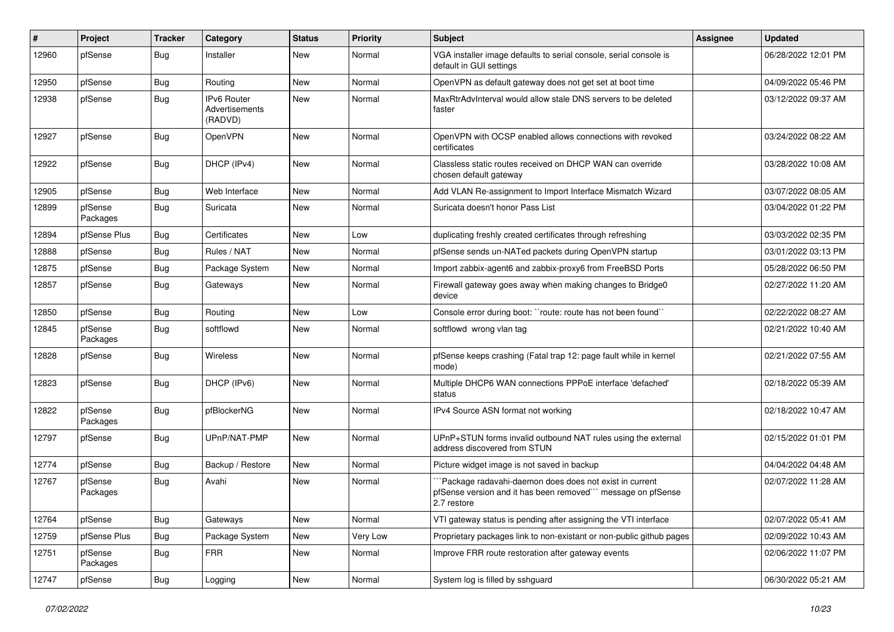| # | Project | Tracker | Category | Status | Priority | Subject | Assignee | Updated |
|---|---|---|---|---|---|---|---|---|
| 12960 | pfSense | Bug | Installer | New | Normal | VGA installer image defaults to serial console, serial console is default in GUI settings | | 06/28/2022 12:01 PM |
| 12950 | pfSense | Bug | Routing | New | Normal | OpenVPN as default gateway does not get set at boot time | | 04/09/2022 05:46 PM |
| 12938 | pfSense | Bug | IPv6 Router Advertisements (RADVD) | New | Normal | MaxRtrAdvInterval would allow stale DNS servers to be deleted faster | | 03/12/2022 09:37 AM |
| 12927 | pfSense | Bug | OpenVPN | New | Normal | OpenVPN with OCSP enabled allows connections with revoked certificates | | 03/24/2022 08:22 AM |
| 12922 | pfSense | Bug | DHCP (IPv4) | New | Normal | Classless static routes received on DHCP WAN can override chosen default gateway | | 03/28/2022 10:08 AM |
| 12905 | pfSense | Bug | Web Interface | New | Normal | Add VLAN Re-assignment to Import Interface Mismatch Wizard | | 03/07/2022 08:05 AM |
| 12899 | pfSense Packages | Bug | Suricata | New | Normal | Suricata doesn't honor Pass List | | 03/04/2022 01:22 PM |
| 12894 | pfSense Plus | Bug | Certificates | New | Low | duplicating freshly created certificates through refreshing | | 03/03/2022 02:35 PM |
| 12888 | pfSense | Bug | Rules / NAT | New | Normal | pfSense sends un-NATed packets during OpenVPN startup | | 03/01/2022 03:13 PM |
| 12875 | pfSense | Bug | Package System | New | Normal | Import zabbix-agent6 and zabbix-proxy6 from FreeBSD Ports | | 05/28/2022 06:50 PM |
| 12857 | pfSense | Bug | Gateways | New | Normal | Firewall gateway goes away when making changes to Bridge0 device | | 02/27/2022 11:20 AM |
| 12850 | pfSense | Bug | Routing | New | Low | Console error during boot: ``route: route has not been found`` | | 02/22/2022 08:27 AM |
| 12845 | pfSense Packages | Bug | softflowd | New | Normal | softflowd wrong vlan tag | | 02/21/2022 10:40 AM |
| 12828 | pfSense | Bug | Wireless | New | Normal | pfSense keeps crashing (Fatal trap 12: page fault while in kernel mode) | | 02/21/2022 07:55 AM |
| 12823 | pfSense | Bug | DHCP (IPv6) | New | Normal | Multiple DHCP6 WAN connections PPPoE interface 'defached' status | | 02/18/2022 05:39 AM |
| 12822 | pfSense Packages | Bug | pfBlockerNG | New | Normal | IPv4 Source ASN format not working | | 02/18/2022 10:47 AM |
| 12797 | pfSense | Bug | UPnP/NAT-PMP | New | Normal | UPnP+STUN forms invalid outbound NAT rules using the external address discovered from STUN | | 02/15/2022 01:01 PM |
| 12774 | pfSense | Bug | Backup / Restore | New | Normal | Picture widget image is not saved in backup | | 04/04/2022 04:48 AM |
| 12767 | pfSense Packages | Bug | Avahi | New | Normal | ```Package radavahi-daemon does does not exist in current pfSense version and it has been removed``` message on pfSense 2.7 restore | | 02/07/2022 11:28 AM |
| 12764 | pfSense | Bug | Gateways | New | Normal | VTI gateway status is pending after assigning the VTI interface | | 02/07/2022 05:41 AM |
| 12759 | pfSense Plus | Bug | Package System | New | Very Low | Proprietary packages link to non-existant or non-public github pages | | 02/09/2022 10:43 AM |
| 12751 | pfSense Packages | Bug | FRR | New | Normal | Improve FRR route restoration after gateway events | | 02/06/2022 11:07 PM |
| 12747 | pfSense | Bug | Logging | New | Normal | System log is filled by sshguard | | 06/30/2022 05:21 AM |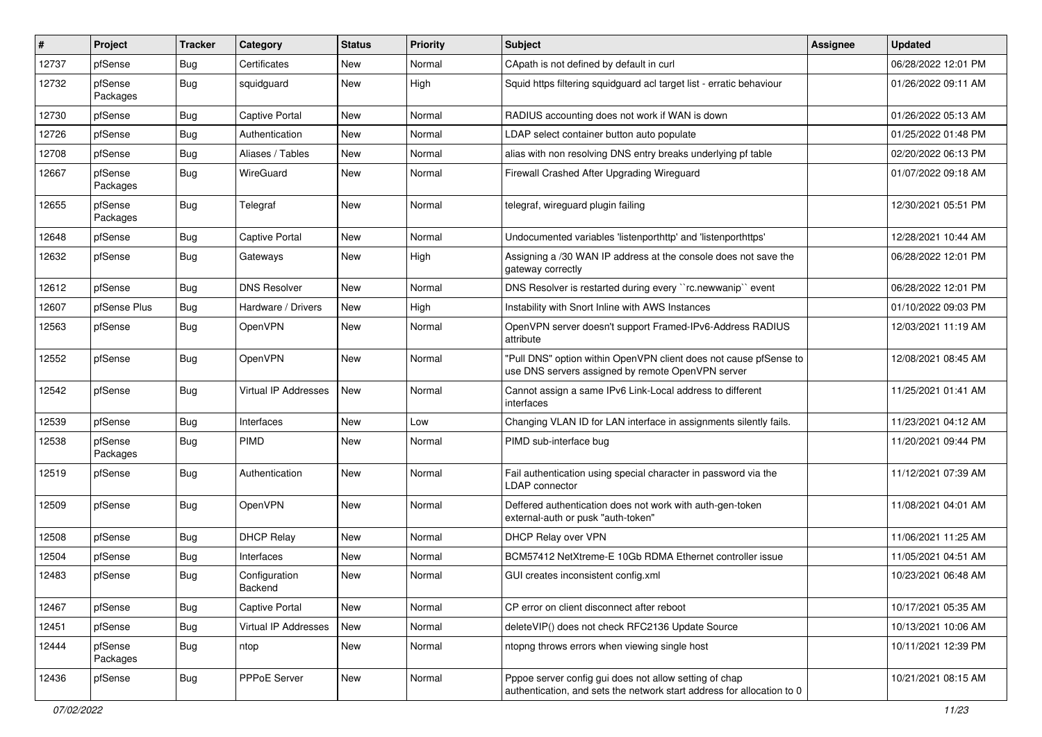| # | Project | Tracker | Category | Status | Priority | Subject | Assignee | Updated |
|---|---|---|---|---|---|---|---|---|
| 12737 | pfSense | Bug | Certificates | New | Normal | CApath is not defined by default in curl | | 06/28/2022 12:01 PM |
| 12732 | pfSense Packages | Bug | squidguard | New | High | Squid https filtering squidguard acl target list - erratic behaviour | | 01/26/2022 09:11 AM |
| 12730 | pfSense | Bug | Captive Portal | New | Normal | RADIUS accounting does not work if WAN is down | | 01/26/2022 05:13 AM |
| 12726 | pfSense | Bug | Authentication | New | Normal | LDAP select container button auto populate | | 01/25/2022 01:48 PM |
| 12708 | pfSense | Bug | Aliases / Tables | New | Normal | alias with non resolving DNS entry breaks underlying pf table | | 02/20/2022 06:13 PM |
| 12667 | pfSense Packages | Bug | WireGuard | New | Normal | Firewall Crashed After Upgrading Wireguard | | 01/07/2022 09:18 AM |
| 12655 | pfSense Packages | Bug | Telegraf | New | Normal | telegraf, wireguard plugin failing | | 12/30/2021 05:51 PM |
| 12648 | pfSense | Bug | Captive Portal | New | Normal | Undocumented variables 'listenporthttp' and 'listenporthttps' | | 12/28/2021 10:44 AM |
| 12632 | pfSense | Bug | Gateways | New | High | Assigning a /30 WAN IP address at the console does not save the gateway correctly | | 06/28/2022 12:01 PM |
| 12612 | pfSense | Bug | DNS Resolver | New | Normal | DNS Resolver is restarted during every ``rc.newwanip`` event | | 06/28/2022 12:01 PM |
| 12607 | pfSense Plus | Bug | Hardware / Drivers | New | High | Instability with Snort Inline with AWS Instances | | 01/10/2022 09:03 PM |
| 12563 | pfSense | Bug | OpenVPN | New | Normal | OpenVPN server doesn't support Framed-IPv6-Address RADIUS attribute | | 12/03/2021 11:19 AM |
| 12552 | pfSense | Bug | OpenVPN | New | Normal | "Pull DNS" option within OpenVPN client does not cause pfSense to use DNS servers assigned by remote OpenVPN server | | 12/08/2021 08:45 AM |
| 12542 | pfSense | Bug | Virtual IP Addresses | New | Normal | Cannot assign a same IPv6 Link-Local address to different interfaces | | 11/25/2021 01:41 AM |
| 12539 | pfSense | Bug | Interfaces | New | Low | Changing VLAN ID for LAN interface in assignments silently fails. | | 11/23/2021 04:12 AM |
| 12538 | pfSense Packages | Bug | PIMD | New | Normal | PIMD sub-interface bug | | 11/20/2021 09:44 PM |
| 12519 | pfSense | Bug | Authentication | New | Normal | Fail authentication using special character in password via the LDAP connector | | 11/12/2021 07:39 AM |
| 12509 | pfSense | Bug | OpenVPN | New | Normal | Deffered authentication does not work with auth-gen-token external-auth or pusk "auth-token" | | 11/08/2021 04:01 AM |
| 12508 | pfSense | Bug | DHCP Relay | New | Normal | DHCP Relay over VPN | | 11/06/2021 11:25 AM |
| 12504 | pfSense | Bug | Interfaces | New | Normal | BCM57412 NetXtreme-E 10Gb RDMA Ethernet controller issue | | 11/05/2021 04:51 AM |
| 12483 | pfSense | Bug | Configuration Backend | New | Normal | GUI creates inconsistent config.xml | | 10/23/2021 06:48 AM |
| 12467 | pfSense | Bug | Captive Portal | New | Normal | CP error on client disconnect after reboot | | 10/17/2021 05:35 AM |
| 12451 | pfSense | Bug | Virtual IP Addresses | New | Normal | deleteVIP() does not check RFC2136 Update Source | | 10/13/2021 10:06 AM |
| 12444 | pfSense Packages | Bug | ntop | New | Normal | ntopng throws errors when viewing single host | | 10/11/2021 12:39 PM |
| 12436 | pfSense | Bug | PPPoE Server | New | Normal | Pppoe server config gui does not allow setting of chap authentication, and sets the network start address for allocation to 0 | | 10/21/2021 08:15 AM |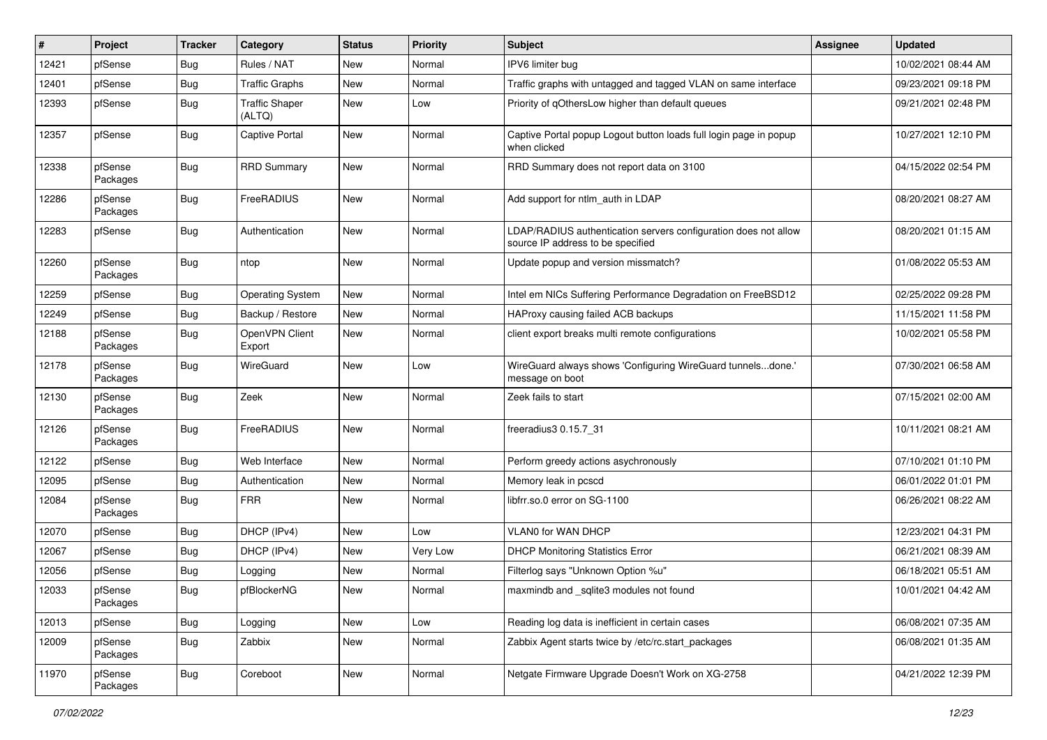| # | Project | Tracker | Category | Status | Priority | Subject | Assignee | Updated |
|---|---|---|---|---|---|---|---|---|
| 12421 | pfSense | Bug | Rules / NAT | New | Normal | IPV6 limiter bug | | 10/02/2021 08:44 AM |
| 12401 | pfSense | Bug | Traffic Graphs | New | Normal | Traffic graphs with untagged and tagged VLAN on same interface | | 09/23/2021 09:18 PM |
| 12393 | pfSense | Bug | Traffic Shaper (ALTQ) | New | Low | Priority of qOthersLow higher than default queues | | 09/21/2021 02:48 PM |
| 12357 | pfSense | Bug | Captive Portal | New | Normal | Captive Portal popup Logout button loads full login page in popup when clicked | | 10/27/2021 12:10 PM |
| 12338 | pfSense Packages | Bug | RRD Summary | New | Normal | RRD Summary does not report data on 3100 | | 04/15/2022 02:54 PM |
| 12286 | pfSense Packages | Bug | FreeRADIUS | New | Normal | Add support for ntlm_auth in LDAP | | 08/20/2021 08:27 AM |
| 12283 | pfSense | Bug | Authentication | New | Normal | LDAP/RADIUS authentication servers configuration does not allow source IP address to be specified | | 08/20/2021 01:15 AM |
| 12260 | pfSense Packages | Bug | ntop | New | Normal | Update popup and version missmatch? | | 01/08/2022 05:53 AM |
| 12259 | pfSense | Bug | Operating System | New | Normal | Intel em NICs Suffering Performance Degradation on FreeBSD12 | | 02/25/2022 09:28 PM |
| 12249 | pfSense | Bug | Backup / Restore | New | Normal | HAProxy causing failed ACB backups | | 11/15/2021 11:58 PM |
| 12188 | pfSense Packages | Bug | OpenVPN Client Export | New | Normal | client export breaks multi remote configurations | | 10/02/2021 05:58 PM |
| 12178 | pfSense Packages | Bug | WireGuard | New | Low | WireGuard always shows 'Configuring WireGuard tunnels...done.' message on boot | | 07/30/2021 06:58 AM |
| 12130 | pfSense Packages | Bug | Zeek | New | Normal | Zeek fails to start | | 07/15/2021 02:00 AM |
| 12126 | pfSense Packages | Bug | FreeRADIUS | New | Normal | freeradius3 0.15.7_31 | | 10/11/2021 08:21 AM |
| 12122 | pfSense | Bug | Web Interface | New | Normal | Perform greedy actions asychronously | | 07/10/2021 01:10 PM |
| 12095 | pfSense | Bug | Authentication | New | Normal | Memory leak in pcscd | | 06/01/2022 01:01 PM |
| 12084 | pfSense Packages | Bug | FRR | New | Normal | libfrr.so.0 error on SG-1100 | | 06/26/2021 08:22 AM |
| 12070 | pfSense | Bug | DHCP (IPv4) | New | Low | VLAN0 for WAN DHCP | | 12/23/2021 04:31 PM |
| 12067 | pfSense | Bug | DHCP (IPv4) | New | Very Low | DHCP Monitoring Statistics Error | | 06/21/2021 08:39 AM |
| 12056 | pfSense | Bug | Logging | New | Normal | Filterlog says "Unknown Option %u" | | 06/18/2021 05:51 AM |
| 12033 | pfSense Packages | Bug | pfBlockerNG | New | Normal | maxmindb and _sqlite3 modules not found | | 10/01/2021 04:42 AM |
| 12013 | pfSense | Bug | Logging | New | Low | Reading log data is inefficient in certain cases | | 06/08/2021 07:35 AM |
| 12009 | pfSense Packages | Bug | Zabbix | New | Normal | Zabbix Agent starts twice by /etc/rc.start_packages | | 06/08/2021 01:35 AM |
| 11970 | pfSense Packages | Bug | Coreboot | New | Normal | Netgate Firmware Upgrade Doesn't Work on XG-2758 | | 04/21/2022 12:39 PM |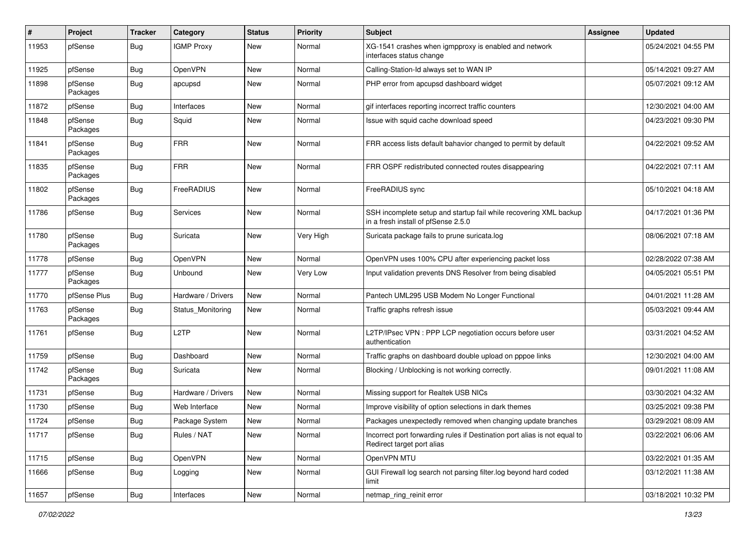| # | Project | Tracker | Category | Status | Priority | Subject | Assignee | Updated |
|---|---|---|---|---|---|---|---|---|
| 11953 | pfSense | Bug | IGMP Proxy | New | Normal | XG-1541 crashes when igmpproxy is enabled and network interfaces status change | | 05/24/2021 04:55 PM |
| 11925 | pfSense | Bug | OpenVPN | New | Normal | Calling-Station-Id always set to WAN IP | | 05/14/2021 09:27 AM |
| 11898 | pfSense Packages | Bug | apcupsd | New | Normal | PHP error from apcupsd dashboard widget | | 05/07/2021 09:12 AM |
| 11872 | pfSense | Bug | Interfaces | New | Normal | gif interfaces reporting incorrect traffic counters | | 12/30/2021 04:00 AM |
| 11848 | pfSense Packages | Bug | Squid | New | Normal | Issue with squid cache download speed | | 04/23/2021 09:30 PM |
| 11841 | pfSense Packages | Bug | FRR | New | Normal | FRR access lists default bahavior changed to permit by default | | 04/22/2021 09:52 AM |
| 11835 | pfSense Packages | Bug | FRR | New | Normal | FRR OSPF redistributed connected routes disappearing | | 04/22/2021 07:11 AM |
| 11802 | pfSense Packages | Bug | FreeRADIUS | New | Normal | FreeRADIUS sync | | 05/10/2021 04:18 AM |
| 11786 | pfSense | Bug | Services | New | Normal | SSH incomplete setup and startup fail while recovering XML backup in a fresh install of pfSense 2.5.0 | | 04/17/2021 01:36 PM |
| 11780 | pfSense Packages | Bug | Suricata | New | Very High | Suricata package fails to prune suricata.log | | 08/06/2021 07:18 AM |
| 11778 | pfSense | Bug | OpenVPN | New | Normal | OpenVPN uses 100% CPU after experiencing packet loss | | 02/28/2022 07:38 AM |
| 11777 | pfSense Packages | Bug | Unbound | New | Very Low | Input validation prevents DNS Resolver from being disabled | | 04/05/2021 05:51 PM |
| 11770 | pfSense Plus | Bug | Hardware / Drivers | New | Normal | Pantech UML295 USB Modem No Longer Functional | | 04/01/2021 11:28 AM |
| 11763 | pfSense Packages | Bug | Status_Monitoring | New | Normal | Traffic graphs refresh issue | | 05/03/2021 09:44 AM |
| 11761 | pfSense | Bug | L2TP | New | Normal | L2TP/IPsec VPN : PPP LCP negotiation occurs before user authentication | | 03/31/2021 04:52 AM |
| 11759 | pfSense | Bug | Dashboard | New | Normal | Traffic graphs on dashboard double upload on pppoe links | | 12/30/2021 04:00 AM |
| 11742 | pfSense Packages | Bug | Suricata | New | Normal | Blocking / Unblocking is not working correctly. | | 09/01/2021 11:08 AM |
| 11731 | pfSense | Bug | Hardware / Drivers | New | Normal | Missing support for Realtek USB NICs | | 03/30/2021 04:32 AM |
| 11730 | pfSense | Bug | Web Interface | New | Normal | Improve visibility of option selections in dark themes | | 03/25/2021 09:38 PM |
| 11724 | pfSense | Bug | Package System | New | Normal | Packages unexpectedly removed when changing update branches | | 03/29/2021 08:09 AM |
| 11717 | pfSense | Bug | Rules / NAT | New | Normal | Incorrect port forwarding rules if Destination port alias is not equal to Redirect target port alias | | 03/22/2021 06:06 AM |
| 11715 | pfSense | Bug | OpenVPN | New | Normal | OpenVPN MTU | | 03/22/2021 01:35 AM |
| 11666 | pfSense | Bug | Logging | New | Normal | GUI Firewall log search not parsing filter.log beyond hard coded limit | | 03/12/2021 11:38 AM |
| 11657 | pfSense | Bug | Interfaces | New | Normal | netmap_ring_reinit error | | 03/18/2021 10:32 PM |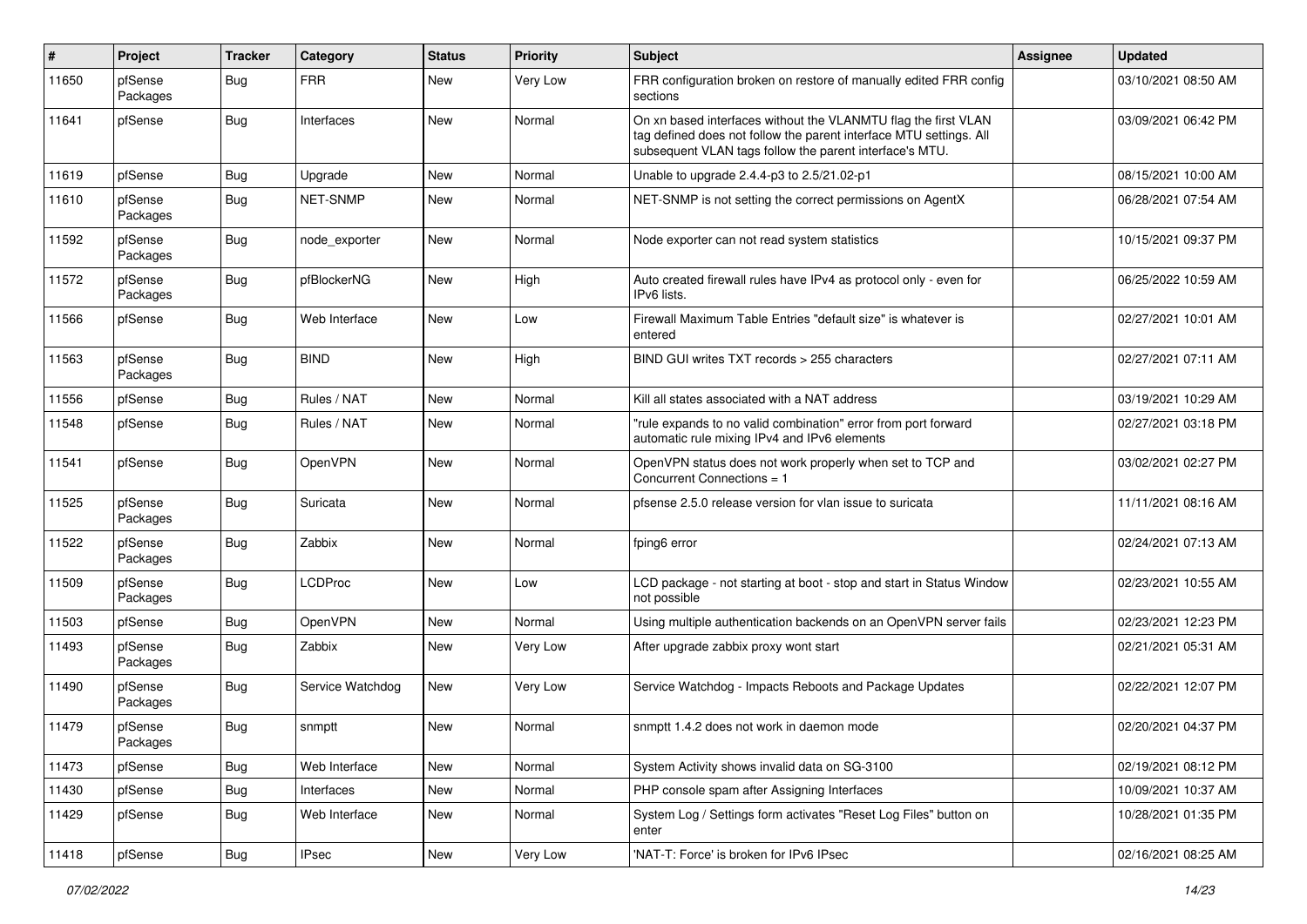| # | Project | Tracker | Category | Status | Priority | Subject | Assignee | Updated |
|---|---|---|---|---|---|---|---|---|
| 11650 | pfSense Packages | Bug | FRR | New | Very Low | FRR configuration broken on restore of manually edited FRR config sections | | 03/10/2021 08:50 AM |
| 11641 | pfSense | Bug | Interfaces | New | Normal | On xn based interfaces without the VLANMTU flag the first VLAN tag defined does not follow the parent interface MTU settings. All subsequent VLAN tags follow the parent interface's MTU. | | 03/09/2021 06:42 PM |
| 11619 | pfSense | Bug | Upgrade | New | Normal | Unable to upgrade 2.4.4-p3 to 2.5/21.02-p1 | | 08/15/2021 10:00 AM |
| 11610 | pfSense Packages | Bug | NET-SNMP | New | Normal | NET-SNMP is not setting the correct permissions on AgentX | | 06/28/2021 07:54 AM |
| 11592 | pfSense Packages | Bug | node_exporter | New | Normal | Node exporter can not read system statistics | | 10/15/2021 09:37 PM |
| 11572 | pfSense Packages | Bug | pfBlockerNG | New | High | Auto created firewall rules have IPv4 as protocol only - even for IPv6 lists. | | 06/25/2022 10:59 AM |
| 11566 | pfSense | Bug | Web Interface | New | Low | Firewall Maximum Table Entries "default size" is whatever is entered | | 02/27/2021 10:01 AM |
| 11563 | pfSense Packages | Bug | BIND | New | High | BIND GUI writes TXT records > 255 characters | | 02/27/2021 07:11 AM |
| 11556 | pfSense | Bug | Rules / NAT | New | Normal | Kill all states associated with a NAT address | | 03/19/2021 10:29 AM |
| 11548 | pfSense | Bug | Rules / NAT | New | Normal | "rule expands to no valid combination" error from port forward automatic rule mixing IPv4 and IPv6 elements | | 02/27/2021 03:18 PM |
| 11541 | pfSense | Bug | OpenVPN | New | Normal | OpenVPN status does not work properly when set to TCP and Concurrent Connections = 1 | | 03/02/2021 02:27 PM |
| 11525 | pfSense Packages | Bug | Suricata | New | Normal | pfsense 2.5.0 release version for vlan issue to suricata | | 11/11/2021 08:16 AM |
| 11522 | pfSense Packages | Bug | Zabbix | New | Normal | fping6 error | | 02/24/2021 07:13 AM |
| 11509 | pfSense Packages | Bug | LCDProc | New | Low | LCD package - not starting at boot - stop and start in Status Window not possible | | 02/23/2021 10:55 AM |
| 11503 | pfSense | Bug | OpenVPN | New | Normal | Using multiple authentication backends on an OpenVPN server fails | | 02/23/2021 12:23 PM |
| 11493 | pfSense Packages | Bug | Zabbix | New | Very Low | After upgrade zabbix proxy wont start | | 02/21/2021 05:31 AM |
| 11490 | pfSense Packages | Bug | Service Watchdog | New | Very Low | Service Watchdog - Impacts Reboots and Package Updates | | 02/22/2021 12:07 PM |
| 11479 | pfSense Packages | Bug | snmptt | New | Normal | snmptt 1.4.2 does not work in daemon mode | | 02/20/2021 04:37 PM |
| 11473 | pfSense | Bug | Web Interface | New | Normal | System Activity shows invalid data on SG-3100 | | 02/19/2021 08:12 PM |
| 11430 | pfSense | Bug | Interfaces | New | Normal | PHP console spam after Assigning Interfaces | | 10/09/2021 10:37 AM |
| 11429 | pfSense | Bug | Web Interface | New | Normal | System Log / Settings form activates "Reset Log Files" button on enter | | 10/28/2021 01:35 PM |
| 11418 | pfSense | Bug | IPsec | New | Very Low | 'NAT-T: Force' is broken for IPv6 IPsec | | 02/16/2021 08:25 AM |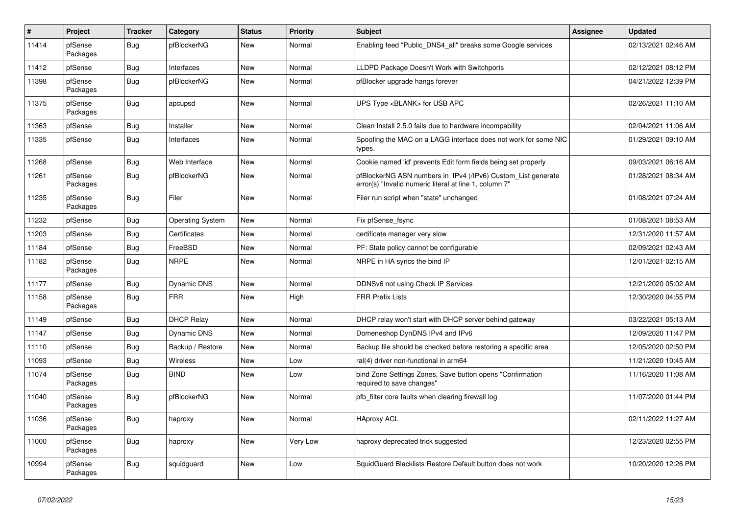| # | Project | Tracker | Category | Status | Priority | Subject | Assignee | Updated |
| --- | --- | --- | --- | --- | --- | --- | --- | --- |
| 11414 | pfSense Packages | Bug | pfBlockerNG | New | Normal | Enabling feed "Public_DNS4_all" breaks some Google services | | 02/13/2021 02:46 AM |
| 11412 | pfSense | Bug | Interfaces | New | Normal | LLDPD Package Doesn't Work with Switchports | | 02/12/2021 08:12 PM |
| 11398 | pfSense Packages | Bug | pfBlockerNG | New | Normal | pfBlocker upgrade hangs forever | | 04/21/2022 12:39 PM |
| 11375 | pfSense Packages | Bug | apcupsd | New | Normal | UPS Type <BLANK> for USB APC | | 02/26/2021 11:10 AM |
| 11363 | pfSense | Bug | Installer | New | Normal | Clean Install 2.5.0 fails due to hardware incompability | | 02/04/2021 11:06 AM |
| 11335 | pfSense | Bug | Interfaces | New | Normal | Spoofing the MAC on a LAGG interface does not work for some NIC types. | | 01/29/2021 09:10 AM |
| 11268 | pfSense | Bug | Web Interface | New | Normal | Cookie named 'id' prevents Edit form fields being set properly | | 09/03/2021 06:16 AM |
| 11261 | pfSense Packages | Bug | pfBlockerNG | New | Normal | pfBlockerNG ASN numbers in IPv4 (/IPv6) Custom_List generate error(s) "Invalid numeric literal at line 1, column 7" | | 01/28/2021 08:34 AM |
| 11235 | pfSense Packages | Bug | Filer | New | Normal | Filer run script when "state" unchanged | | 01/08/2021 07:24 AM |
| 11232 | pfSense | Bug | Operating System | New | Normal | Fix pfSense_fsync | | 01/08/2021 08:53 AM |
| 11203 | pfSense | Bug | Certificates | New | Normal | certificate manager very slow | | 12/31/2020 11:57 AM |
| 11184 | pfSense | Bug | FreeBSD | New | Normal | PF: State policy cannot be configurable | | 02/09/2021 02:43 AM |
| 11182 | pfSense Packages | Bug | NRPE | New | Normal | NRPE in HA syncs the bind IP | | 12/01/2021 02:15 AM |
| 11177 | pfSense | Bug | Dynamic DNS | New | Normal | DDNSv6 not using Check IP Services | | 12/21/2020 05:02 AM |
| 11158 | pfSense Packages | Bug | FRR | New | High | FRR Prefix Lists | | 12/30/2020 04:55 PM |
| 11149 | pfSense | Bug | DHCP Relay | New | Normal | DHCP relay won't start with DHCP server behind gateway | | 03/22/2021 05:13 AM |
| 11147 | pfSense | Bug | Dynamic DNS | New | Normal | Domeneshop DynDNS IPv4 and IPv6 | | 12/09/2020 11:47 PM |
| 11110 | pfSense | Bug | Backup / Restore | New | Normal | Backup file should be checked before restoring a specific area | | 12/05/2020 02:50 PM |
| 11093 | pfSense | Bug | Wireless | New | Low | ral(4) driver non-functional in arm64 | | 11/21/2020 10:45 AM |
| 11074 | pfSense Packages | Bug | BIND | New | Low | bind Zone Settings Zones, Save button opens "Confirmation required to save changes" | | 11/16/2020 11:08 AM |
| 11040 | pfSense Packages | Bug | pfBlockerNG | New | Normal | pfb_filter core faults when clearing firewall log | | 11/07/2020 01:44 PM |
| 11036 | pfSense Packages | Bug | haproxy | New | Normal | HAproxy ACL | | 02/11/2022 11:27 AM |
| 11000 | pfSense Packages | Bug | haproxy | New | Very Low | haproxy deprecated trick suggested | | 12/23/2020 02:55 PM |
| 10994 | pfSense Packages | Bug | squidguard | New | Low | SquidGuard Blacklists Restore Default button does not work | | 10/20/2020 12:26 PM |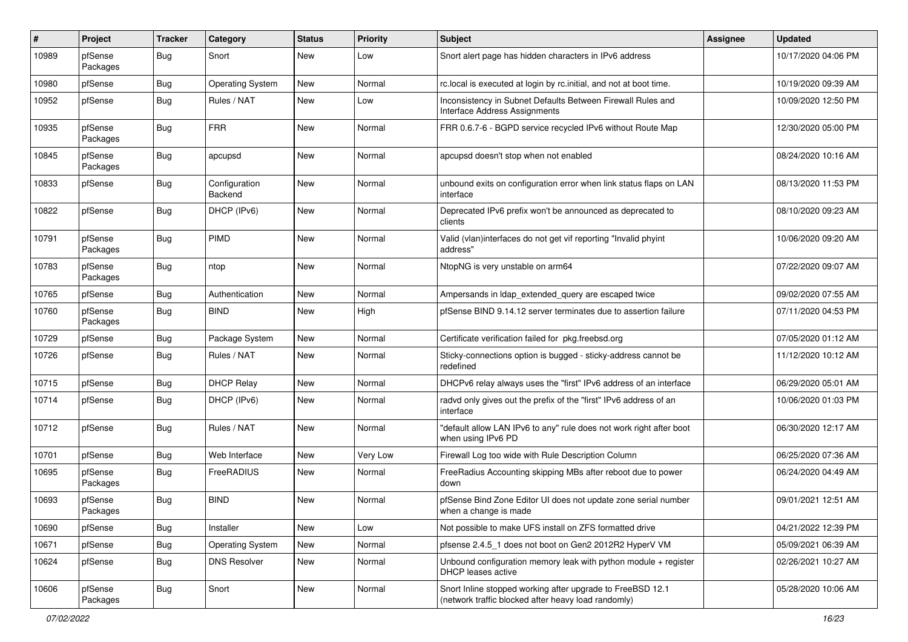| # | Project | Tracker | Category | Status | Priority | Subject | Assignee | Updated |
|---|---|---|---|---|---|---|---|---|
| 10989 | pfSense Packages | Bug | Snort | New | Low | Snort alert page has hidden characters in IPv6 address | | 10/17/2020 04:06 PM |
| 10980 | pfSense | Bug | Operating System | New | Normal | rc.local is executed at login by rc.initial, and not at boot time. | | 10/19/2020 09:39 AM |
| 10952 | pfSense | Bug | Rules / NAT | New | Low | Inconsistency in Subnet Defaults Between Firewall Rules and Interface Address Assignments | | 10/09/2020 12:50 PM |
| 10935 | pfSense Packages | Bug | FRR | New | Normal | FRR 0.6.7-6 - BGPD service recycled IPv6 without Route Map | | 12/30/2020 05:00 PM |
| 10845 | pfSense Packages | Bug | apcupsd | New | Normal | apcupsd doesn't stop when not enabled | | 08/24/2020 10:16 AM |
| 10833 | pfSense | Bug | Configuration Backend | New | Normal | unbound exits on configuration error when link status flaps on LAN interface | | 08/13/2020 11:53 PM |
| 10822 | pfSense | Bug | DHCP (IPv6) | New | Normal | Deprecated IPv6 prefix won't be announced as deprecated to clients | | 08/10/2020 09:23 AM |
| 10791 | pfSense Packages | Bug | PIMD | New | Normal | Valid (vlan)interfaces do not get vif reporting "Invalid phyint address" | | 10/06/2020 09:20 AM |
| 10783 | pfSense Packages | Bug | ntop | New | Normal | NtopNG is very unstable on arm64 | | 07/22/2020 09:07 AM |
| 10765 | pfSense | Bug | Authentication | New | Normal | Ampersands in ldap_extended_query are escaped twice | | 09/02/2020 07:55 AM |
| 10760 | pfSense Packages | Bug | BIND | New | High | pfSense BIND 9.14.12 server terminates due to assertion failure | | 07/11/2020 04:53 PM |
| 10729 | pfSense | Bug | Package System | New | Normal | Certificate verification failed for pkg.freebsd.org | | 07/05/2020 01:12 AM |
| 10726 | pfSense | Bug | Rules / NAT | New | Normal | Sticky-connections option is bugged - sticky-address cannot be redefined | | 11/12/2020 10:12 AM |
| 10715 | pfSense | Bug | DHCP Relay | New | Normal | DHCPv6 relay always uses the "first" IPv6 address of an interface | | 06/29/2020 05:01 AM |
| 10714 | pfSense | Bug | DHCP (IPv6) | New | Normal | radvd only gives out the prefix of the "first" IPv6 address of an interface | | 10/06/2020 01:03 PM |
| 10712 | pfSense | Bug | Rules / NAT | New | Normal | "default allow LAN IPv6 to any" rule does not work right after boot when using IPv6 PD | | 06/30/2020 12:17 AM |
| 10701 | pfSense | Bug | Web Interface | New | Very Low | Firewall Log too wide with Rule Description Column | | 06/25/2020 07:36 AM |
| 10695 | pfSense Packages | Bug | FreeRADIUS | New | Normal | FreeRadius Accounting skipping MBs after reboot due to power down | | 06/24/2020 04:49 AM |
| 10693 | pfSense Packages | Bug | BIND | New | Normal | pfSense Bind Zone Editor UI does not update zone serial number when a change is made | | 09/01/2021 12:51 AM |
| 10690 | pfSense | Bug | Installer | New | Low | Not possible to make UFS install on ZFS formatted drive | | 04/21/2022 12:39 PM |
| 10671 | pfSense | Bug | Operating System | New | Normal | pfsense 2.4.5_1 does not boot on Gen2 2012R2 HyperV VM | | 05/09/2021 06:39 AM |
| 10624 | pfSense | Bug | DNS Resolver | New | Normal | Unbound configuration memory leak with python module + register DHCP leases active | | 02/26/2021 10:27 AM |
| 10606 | pfSense Packages | Bug | Snort | New | Normal | Snort Inline stopped working after upgrade to FreeBSD 12.1 (network traffic blocked after heavy load randomly) | | 05/28/2020 10:06 AM |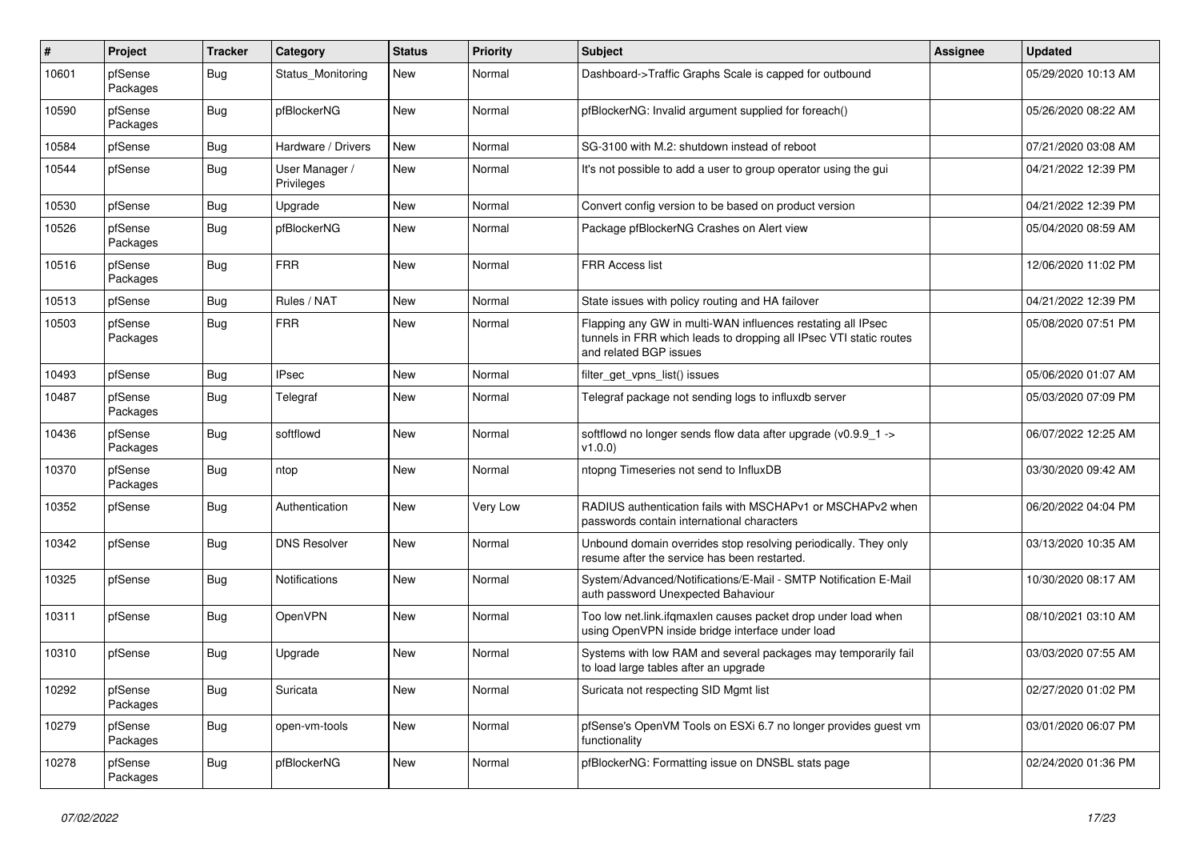| # | Project | Tracker | Category | Status | Priority | Subject | Assignee | Updated |
|---|---|---|---|---|---|---|---|---|
| 10601 | pfSense Packages | Bug | Status_Monitoring | New | Normal | Dashboard->Traffic Graphs Scale is capped for outbound | | 05/29/2020 10:13 AM |
| 10590 | pfSense Packages | Bug | pfBlockerNG | New | Normal | pfBlockerNG: Invalid argument supplied for foreach() | | 05/26/2020 08:22 AM |
| 10584 | pfSense | Bug | Hardware / Drivers | New | Normal | SG-3100 with M.2: shutdown instead of reboot | | 07/21/2020 03:08 AM |
| 10544 | pfSense | Bug | User Manager / Privileges | New | Normal | It's not possible to add a user to group operator using the gui | | 04/21/2022 12:39 PM |
| 10530 | pfSense | Bug | Upgrade | New | Normal | Convert config version to be based on product version | | 04/21/2022 12:39 PM |
| 10526 | pfSense Packages | Bug | pfBlockerNG | New | Normal | Package pfBlockerNG Crashes on Alert view | | 05/04/2020 08:59 AM |
| 10516 | pfSense Packages | Bug | FRR | New | Normal | FRR Access list | | 12/06/2020 11:02 PM |
| 10513 | pfSense | Bug | Rules / NAT | New | Normal | State issues with policy routing and HA failover | | 04/21/2022 12:39 PM |
| 10503 | pfSense Packages | Bug | FRR | New | Normal | Flapping any GW in multi-WAN influences restating all IPsec tunnels in FRR which leads to dropping all IPsec VTI static routes and related BGP issues | | 05/08/2020 07:51 PM |
| 10493 | pfSense | Bug | IPsec | New | Normal | filter_get_vpns_list() issues | | 05/06/2020 01:07 AM |
| 10487 | pfSense Packages | Bug | Telegraf | New | Normal | Telegraf package not sending logs to influxdb server | | 05/03/2020 07:09 PM |
| 10436 | pfSense Packages | Bug | softflowd | New | Normal | softflowd no longer sends flow data after upgrade (v0.9.9_1 -> v1.0.0) | | 06/07/2022 12:25 AM |
| 10370 | pfSense Packages | Bug | ntop | New | Normal | ntopng Timeseries not send to InfluxDB | | 03/30/2020 09:42 AM |
| 10352 | pfSense | Bug | Authentication | New | Very Low | RADIUS authentication fails with MSCHAPv1 or MSCHAPv2 when passwords contain international characters | | 06/20/2022 04:04 PM |
| 10342 | pfSense | Bug | DNS Resolver | New | Normal | Unbound domain overrides stop resolving periodically. They only resume after the service has been restarted. | | 03/13/2020 10:35 AM |
| 10325 | pfSense | Bug | Notifications | New | Normal | System/Advanced/Notifications/E-Mail - SMTP Notification E-Mail auth password Unexpected Bahaviour | | 10/30/2020 08:17 AM |
| 10311 | pfSense | Bug | OpenVPN | New | Normal | Too low net.link.ifqmaxlen causes packet drop under load when using OpenVPN inside bridge interface under load | | 08/10/2021 03:10 AM |
| 10310 | pfSense | Bug | Upgrade | New | Normal | Systems with low RAM and several packages may temporarily fail to load large tables after an upgrade | | 03/03/2020 07:55 AM |
| 10292 | pfSense Packages | Bug | Suricata | New | Normal | Suricata not respecting SID Mgmt list | | 02/27/2020 01:02 PM |
| 10279 | pfSense Packages | Bug | open-vm-tools | New | Normal | pfSense's OpenVM Tools on ESXi 6.7 no longer provides guest vm functionality | | 03/01/2020 06:07 PM |
| 10278 | pfSense Packages | Bug | pfBlockerNG | New | Normal | pfBlockerNG: Formatting issue on DNSBL stats page | | 02/24/2020 01:36 PM |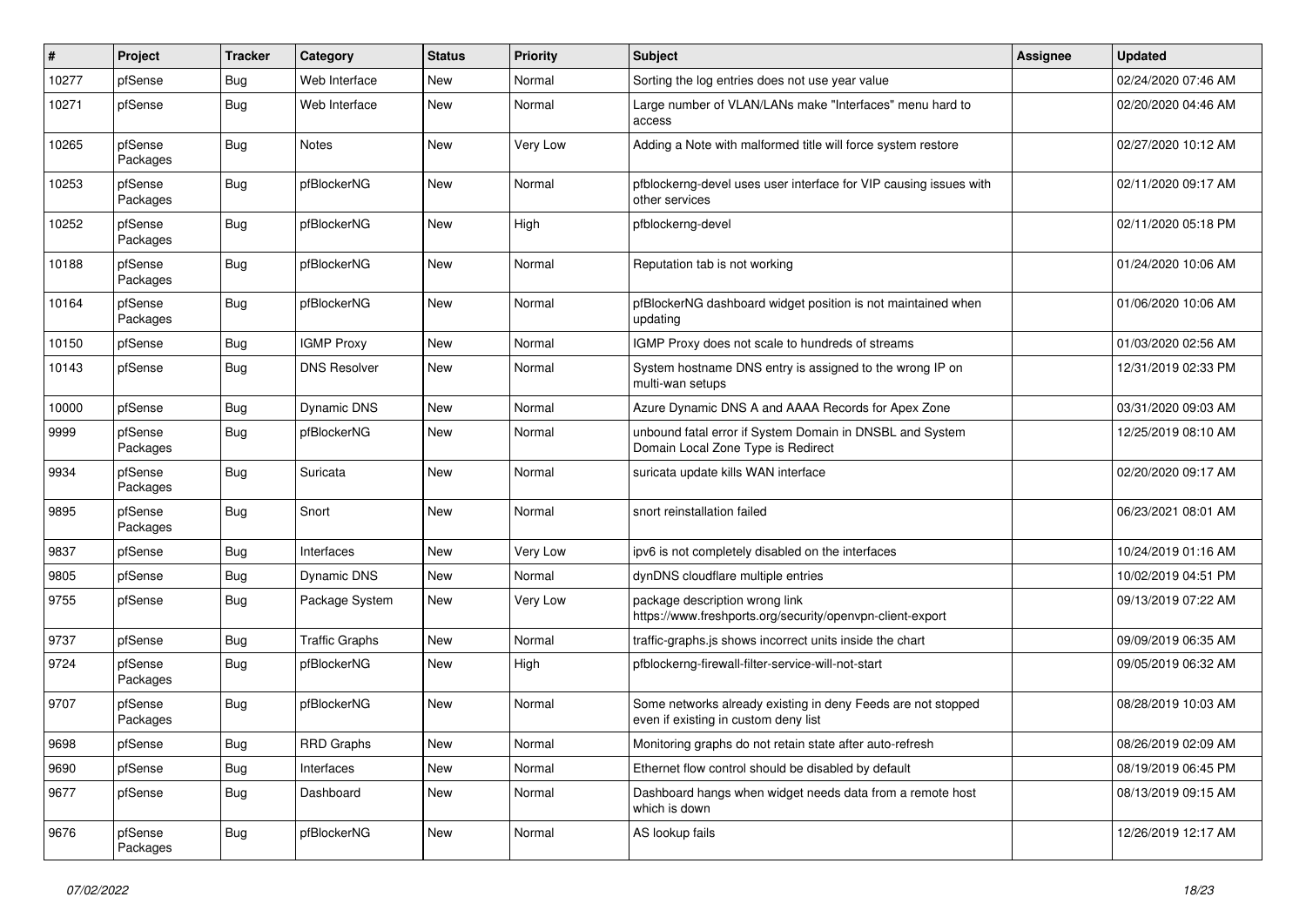| # | Project | Tracker | Category | Status | Priority | Subject | Assignee | Updated |
|---|---|---|---|---|---|---|---|---|
| 10277 | pfSense | Bug | Web Interface | New | Normal | Sorting the log entries does not use year value | | 02/24/2020 07:46 AM |
| 10271 | pfSense | Bug | Web Interface | New | Normal | Large number of VLAN/LANs make "Interfaces" menu hard to access | | 02/20/2020 04:46 AM |
| 10265 | pfSense Packages | Bug | Notes | New | Very Low | Adding a Note with malformed title will force system restore | | 02/27/2020 10:12 AM |
| 10253 | pfSense Packages | Bug | pfBlockerNG | New | Normal | pfblockerng-devel uses user interface for VIP causing issues with other services | | 02/11/2020 09:17 AM |
| 10252 | pfSense Packages | Bug | pfBlockerNG | New | High | pfblockerng-devel | | 02/11/2020 05:18 PM |
| 10188 | pfSense Packages | Bug | pfBlockerNG | New | Normal | Reputation tab is not working | | 01/24/2020 10:06 AM |
| 10164 | pfSense Packages | Bug | pfBlockerNG | New | Normal | pfBlockerNG dashboard widget position is not maintained when updating | | 01/06/2020 10:06 AM |
| 10150 | pfSense | Bug | IGMP Proxy | New | Normal | IGMP Proxy does not scale to hundreds of streams | | 01/03/2020 02:56 AM |
| 10143 | pfSense | Bug | DNS Resolver | New | Normal | System hostname DNS entry is assigned to the wrong IP on multi-wan setups | | 12/31/2019 02:33 PM |
| 10000 | pfSense | Bug | Dynamic DNS | New | Normal | Azure Dynamic DNS A and AAAA Records for Apex Zone | | 03/31/2020 09:03 AM |
| 9999 | pfSense Packages | Bug | pfBlockerNG | New | Normal | unbound fatal error if System Domain in DNSBL and System Domain Local Zone Type is Redirect | | 12/25/2019 08:10 AM |
| 9934 | pfSense Packages | Bug | Suricata | New | Normal | suricata update kills WAN interface | | 02/20/2020 09:17 AM |
| 9895 | pfSense Packages | Bug | Snort | New | Normal | snort reinstallation failed | | 06/23/2021 08:01 AM |
| 9837 | pfSense | Bug | Interfaces | New | Very Low | ipv6 is not completely disabled on the interfaces | | 10/24/2019 01:16 AM |
| 9805 | pfSense | Bug | Dynamic DNS | New | Normal | dynDNS cloudflare multiple entries | | 10/02/2019 04:51 PM |
| 9755 | pfSense | Bug | Package System | New | Very Low | package description wrong link https://www.freshports.org/security/openvpn-client-export | | 09/13/2019 07:22 AM |
| 9737 | pfSense | Bug | Traffic Graphs | New | Normal | traffic-graphs.js shows incorrect units inside the chart | | 09/09/2019 06:35 AM |
| 9724 | pfSense Packages | Bug | pfBlockerNG | New | High | pfblockerng-firewall-filter-service-will-not-start | | 09/05/2019 06:32 AM |
| 9707 | pfSense Packages | Bug | pfBlockerNG | New | Normal | Some networks already existing in deny Feeds are not stopped even if existing in custom deny list | | 08/28/2019 10:03 AM |
| 9698 | pfSense | Bug | RRD Graphs | New | Normal | Monitoring graphs do not retain state after auto-refresh | | 08/26/2019 02:09 AM |
| 9690 | pfSense | Bug | Interfaces | New | Normal | Ethernet flow control should be disabled by default | | 08/19/2019 06:45 PM |
| 9677 | pfSense | Bug | Dashboard | New | Normal | Dashboard hangs when widget needs data from a remote host which is down | | 08/13/2019 09:15 AM |
| 9676 | pfSense Packages | Bug | pfBlockerNG | New | Normal | AS lookup fails | | 12/26/2019 12:17 AM |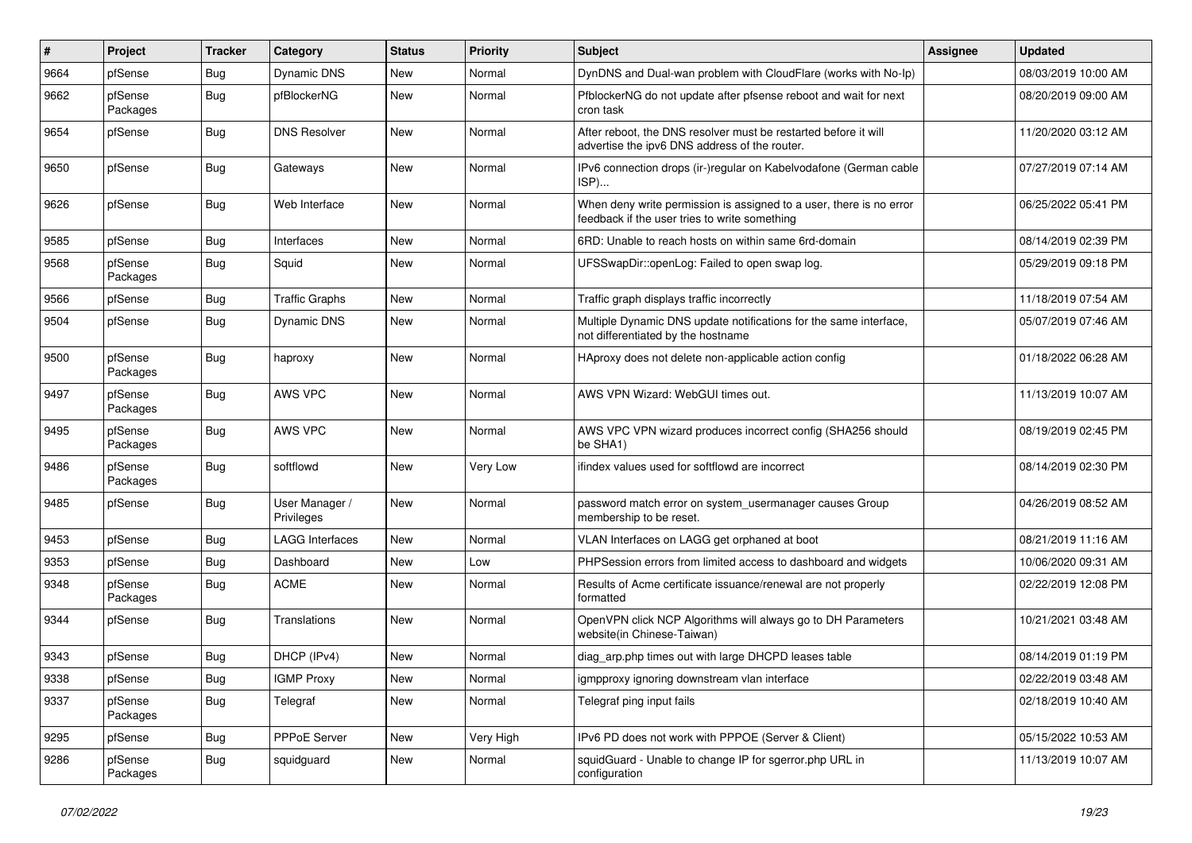| # | Project | Tracker | Category | Status | Priority | Subject | Assignee | Updated |
|---|---|---|---|---|---|---|---|---|
| 9664 | pfSense | Bug | Dynamic DNS | New | Normal | DynDNS and Dual-wan problem with CloudFlare (works with No-Ip) | | 08/03/2019 10:00 AM |
| 9662 | pfSense Packages | Bug | pfBlockerNG | New | Normal | PfblockerNG do not update after pfsense reboot and wait for next cron task | | 08/20/2019 09:00 AM |
| 9654 | pfSense | Bug | DNS Resolver | New | Normal | After reboot, the DNS resolver must be restarted before it will advertise the ipv6 DNS address of the router. | | 11/20/2020 03:12 AM |
| 9650 | pfSense | Bug | Gateways | New | Normal | IPv6 connection drops (ir-)regular on Kabelvodafone (German cable ISP)... | | 07/27/2019 07:14 AM |
| 9626 | pfSense | Bug | Web Interface | New | Normal | When deny write permission is assigned to a user, there is no error feedback if the user tries to write something | | 06/25/2022 05:41 PM |
| 9585 | pfSense | Bug | Interfaces | New | Normal | 6RD: Unable to reach hosts on within same 6rd-domain | | 08/14/2019 02:39 PM |
| 9568 | pfSense Packages | Bug | Squid | New | Normal | UFSSwapDir::openLog: Failed to open swap log. | | 05/29/2019 09:18 PM |
| 9566 | pfSense | Bug | Traffic Graphs | New | Normal | Traffic graph displays traffic incorrectly | | 11/18/2019 07:54 AM |
| 9504 | pfSense | Bug | Dynamic DNS | New | Normal | Multiple Dynamic DNS update notifications for the same interface, not differentiated by the hostname | | 05/07/2019 07:46 AM |
| 9500 | pfSense Packages | Bug | haproxy | New | Normal | HAproxy does not delete non-applicable action config | | 01/18/2022 06:28 AM |
| 9497 | pfSense Packages | Bug | AWS VPC | New | Normal | AWS VPN Wizard: WebGUI times out. | | 11/13/2019 10:07 AM |
| 9495 | pfSense Packages | Bug | AWS VPC | New | Normal | AWS VPC VPN wizard produces incorrect config (SHA256 should be SHA1) | | 08/19/2019 02:45 PM |
| 9486 | pfSense Packages | Bug | softflowd | New | Very Low | ifindex values used for softflowd are incorrect | | 08/14/2019 02:30 PM |
| 9485 | pfSense | Bug | User Manager / Privileges | New | Normal | password match error on system_usermanager causes Group membership to be reset. | | 04/26/2019 08:52 AM |
| 9453 | pfSense | Bug | LAGG Interfaces | New | Normal | VLAN Interfaces on LAGG get orphaned at boot | | 08/21/2019 11:16 AM |
| 9353 | pfSense | Bug | Dashboard | New | Low | PHPSession errors from limited access to dashboard and widgets | | 10/06/2020 09:31 AM |
| 9348 | pfSense Packages | Bug | ACME | New | Normal | Results of Acme certificate issuance/renewal are not properly formatted | | 02/22/2019 12:08 PM |
| 9344 | pfSense | Bug | Translations | New | Normal | OpenVPN click NCP Algorithms will always go to DH Parameters website(in Chinese-Taiwan) | | 10/21/2021 03:48 AM |
| 9343 | pfSense | Bug | DHCP (IPv4) | New | Normal | diag_arp.php times out with large DHCPD leases table | | 08/14/2019 01:19 PM |
| 9338 | pfSense | Bug | IGMP Proxy | New | Normal | igmpproxy ignoring downstream vlan interface | | 02/22/2019 03:48 AM |
| 9337 | pfSense Packages | Bug | Telegraf | New | Normal | Telegraf ping input fails | | 02/18/2019 10:40 AM |
| 9295 | pfSense | Bug | PPPoE Server | New | Very High | IPv6 PD does not work with PPPOE (Server & Client) | | 05/15/2022 10:53 AM |
| 9286 | pfSense Packages | Bug | squidguard | New | Normal | squidGuard - Unable to change IP for sgerror.php URL in configuration | | 11/13/2019 10:07 AM |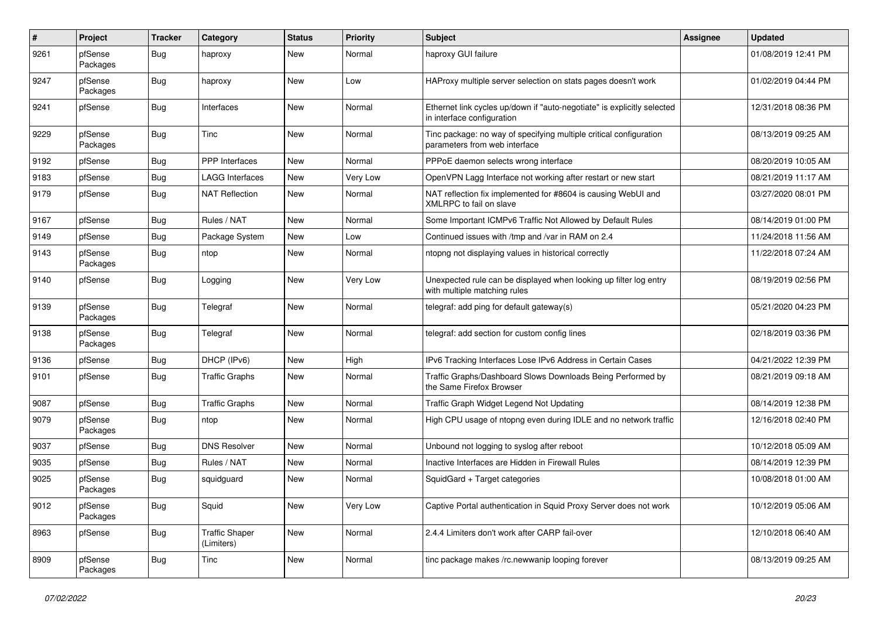| # | Project | Tracker | Category | Status | Priority | Subject | Assignee | Updated |
|---|---|---|---|---|---|---|---|---|
| 9261 | pfSense Packages | Bug | haproxy | New | Normal | haproxy GUI failure | | 01/08/2019 12:41 PM |
| 9247 | pfSense Packages | Bug | haproxy | New | Low | HAProxy multiple server selection on stats pages doesn't work | | 01/02/2019 04:44 PM |
| 9241 | pfSense | Bug | Interfaces | New | Normal | Ethernet link cycles up/down if "auto-negotiate" is explicitly selected in interface configuration | | 12/31/2018 08:36 PM |
| 9229 | pfSense Packages | Bug | Tinc | New | Normal | Tinc package: no way of specifying multiple critical configuration parameters from web interface | | 08/13/2019 09:25 AM |
| 9192 | pfSense | Bug | PPP Interfaces | New | Normal | PPPoE daemon selects wrong interface | | 08/20/2019 10:05 AM |
| 9183 | pfSense | Bug | LAGG Interfaces | New | Very Low | OpenVPN Lagg Interface not working after restart or new start | | 08/21/2019 11:17 AM |
| 9179 | pfSense | Bug | NAT Reflection | New | Normal | NAT reflection fix implemented for #8604 is causing WebUI and XMLRPC to fail on slave | | 03/27/2020 08:01 PM |
| 9167 | pfSense | Bug | Rules / NAT | New | Normal | Some Important ICMPv6 Traffic Not Allowed by Default Rules | | 08/14/2019 01:00 PM |
| 9149 | pfSense | Bug | Package System | New | Low | Continued issues with /tmp and /var in RAM on 2.4 | | 11/24/2018 11:56 AM |
| 9143 | pfSense Packages | Bug | ntop | New | Normal | ntopng not displaying values in historical correctly | | 11/22/2018 07:24 AM |
| 9140 | pfSense | Bug | Logging | New | Very Low | Unexpected rule can be displayed when looking up filter log entry with multiple matching rules | | 08/19/2019 02:56 PM |
| 9139 | pfSense Packages | Bug | Telegraf | New | Normal | telegraf: add ping for default gateway(s) | | 05/21/2020 04:23 PM |
| 9138 | pfSense Packages | Bug | Telegraf | New | Normal | telegraf: add section for custom config lines | | 02/18/2019 03:36 PM |
| 9136 | pfSense | Bug | DHCP (IPv6) | New | High | IPv6 Tracking Interfaces Lose IPv6 Address in Certain Cases | | 04/21/2022 12:39 PM |
| 9101 | pfSense | Bug | Traffic Graphs | New | Normal | Traffic Graphs/Dashboard Slows Downloads Being Performed by the Same Firefox Browser | | 08/21/2019 09:18 AM |
| 9087 | pfSense | Bug | Traffic Graphs | New | Normal | Traffic Graph Widget Legend Not Updating | | 08/14/2019 12:38 PM |
| 9079 | pfSense Packages | Bug | ntop | New | Normal | High CPU usage of ntopng even during IDLE and no network traffic | | 12/16/2018 02:40 PM |
| 9037 | pfSense | Bug | DNS Resolver | New | Normal | Unbound not logging to syslog after reboot | | 10/12/2018 05:09 AM |
| 9035 | pfSense | Bug | Rules / NAT | New | Normal | Inactive Interfaces are Hidden in Firewall Rules | | 08/14/2019 12:39 PM |
| 9025 | pfSense Packages | Bug | squidguard | New | Normal | SquidGard + Target categories | | 10/08/2018 01:00 AM |
| 9012 | pfSense Packages | Bug | Squid | New | Very Low | Captive Portal authentication in Squid Proxy Server does not work | | 10/12/2019 05:06 AM |
| 8963 | pfSense | Bug | Traffic Shaper (Limiters) | New | Normal | 2.4.4 Limiters don't work after CARP fail-over | | 12/10/2018 06:40 AM |
| 8909 | pfSense Packages | Bug | Tinc | New | Normal | tinc package makes /rc.newwanip looping forever | | 08/13/2019 09:25 AM |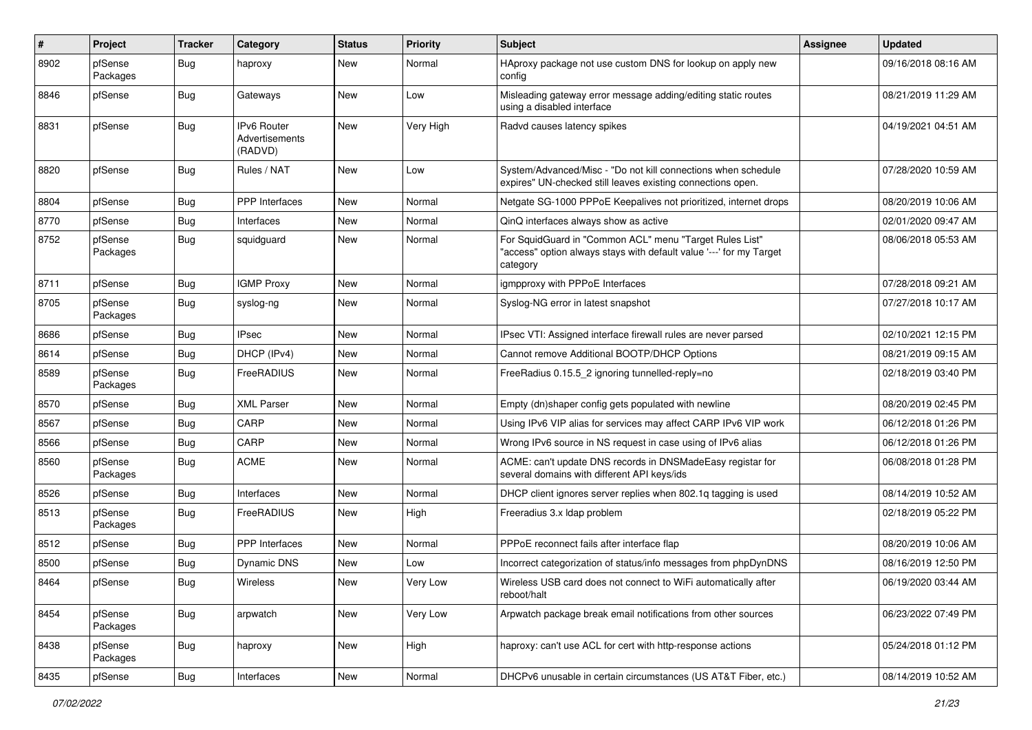| # | Project | Tracker | Category | Status | Priority | Subject | Assignee | Updated |
|---|---|---|---|---|---|---|---|---|
| 8902 | pfSense Packages | Bug | haproxy | New | Normal | HAproxy package not use custom DNS for lookup on apply new config | | 09/16/2018 08:16 AM |
| 8846 | pfSense | Bug | Gateways | New | Low | Misleading gateway error message adding/editing static routes using a disabled interface | | 08/21/2019 11:29 AM |
| 8831 | pfSense | Bug | IPv6 Router Advertisements (RADVD) | New | Very High | Radvd causes latency spikes | | 04/19/2021 04:51 AM |
| 8820 | pfSense | Bug | Rules / NAT | New | Low | System/Advanced/Misc - "Do not kill connections when schedule expires" UN-checked still leaves existing connections open. | | 07/28/2020 10:59 AM |
| 8804 | pfSense | Bug | PPP Interfaces | New | Normal | Netgate SG-1000 PPPoE Keepalives not prioritized, internet drops | | 08/20/2019 10:06 AM |
| 8770 | pfSense | Bug | Interfaces | New | Normal | QinQ interfaces always show as active | | 02/01/2020 09:47 AM |
| 8752 | pfSense Packages | Bug | squidguard | New | Normal | For SquidGuard in "Common ACL" menu "Target Rules List" "access" option always stays with default value '---' for my Target category | | 08/06/2018 05:53 AM |
| 8711 | pfSense | Bug | IGMP Proxy | New | Normal | igmpproxy with PPPoE Interfaces | | 07/28/2018 09:21 AM |
| 8705 | pfSense Packages | Bug | syslog-ng | New | Normal | Syslog-NG error in latest snapshot | | 07/27/2018 10:17 AM |
| 8686 | pfSense | Bug | IPsec | New | Normal | IPsec VTI: Assigned interface firewall rules are never parsed | | 02/10/2021 12:15 PM |
| 8614 | pfSense | Bug | DHCP (IPv4) | New | Normal | Cannot remove Additional BOOTP/DHCP Options | | 08/21/2019 09:15 AM |
| 8589 | pfSense Packages | Bug | FreeRADIUS | New | Normal | FreeRadius 0.15.5_2 ignoring tunnelled-reply=no | | 02/18/2019 03:40 PM |
| 8570 | pfSense | Bug | XML Parser | New | Normal | Empty (dn)shaper config gets populated with newline | | 08/20/2019 02:45 PM |
| 8567 | pfSense | Bug | CARP | New | Normal | Using IPv6 VIP alias for services may affect CARP IPv6 VIP work | | 06/12/2018 01:26 PM |
| 8566 | pfSense | Bug | CARP | New | Normal | Wrong IPv6 source in NS request in case using of IPv6 alias | | 06/12/2018 01:26 PM |
| 8560 | pfSense Packages | Bug | ACME | New | Normal | ACME: can't update DNS records in DNSMadeEasy registar for several domains with different API keys/ids | | 06/08/2018 01:28 PM |
| 8526 | pfSense | Bug | Interfaces | New | Normal | DHCP client ignores server replies when 802.1q tagging is used | | 08/14/2019 10:52 AM |
| 8513 | pfSense Packages | Bug | FreeRADIUS | New | High | Freeradius 3.x ldap problem | | 02/18/2019 05:22 PM |
| 8512 | pfSense | Bug | PPP Interfaces | New | Normal | PPPoE reconnect fails after interface flap | | 08/20/2019 10:06 AM |
| 8500 | pfSense | Bug | Dynamic DNS | New | Low | Incorrect categorization of status/info messages from phpDynDNS | | 08/16/2019 12:50 PM |
| 8464 | pfSense | Bug | Wireless | New | Very Low | Wireless USB card does not connect to WiFi automatically after reboot/halt | | 06/19/2020 03:44 AM |
| 8454 | pfSense Packages | Bug | arpwatch | New | Very Low | Arpwatch package break email notifications from other sources | | 06/23/2022 07:49 PM |
| 8438 | pfSense Packages | Bug | haproxy | New | High | haproxy: can't use ACL for cert with http-response actions | | 05/24/2018 01:12 PM |
| 8435 | pfSense | Bug | Interfaces | New | Normal | DHCPv6 unusable in certain circumstances (US AT&T Fiber, etc.) | | 08/14/2019 10:52 AM |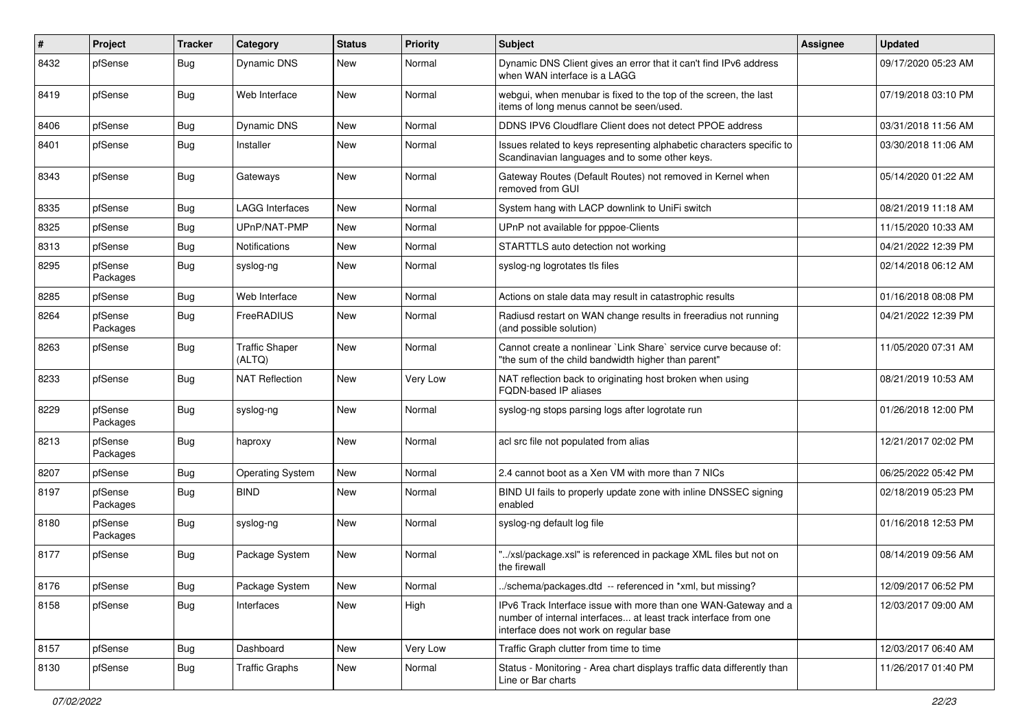| # | Project | Tracker | Category | Status | Priority | Subject | Assignee | Updated |
|---|---|---|---|---|---|---|---|---|
| 8432 | pfSense | Bug | Dynamic DNS | New | Normal | Dynamic DNS Client gives an error that it can't find IPv6 address when WAN interface is a LAGG | | 09/17/2020 05:23 AM |
| 8419 | pfSense | Bug | Web Interface | New | Normal | webgui, when menubar is fixed to the top of the screen, the last items of long menus cannot be seen/used. | | 07/19/2018 03:10 PM |
| 8406 | pfSense | Bug | Dynamic DNS | New | Normal | DDNS IPV6 Cloudflare Client does not detect PPOE address | | 03/31/2018 11:56 AM |
| 8401 | pfSense | Bug | Installer | New | Normal | Issues related to keys representing alphabetic characters specific to Scandinavian languages and to some other keys. | | 03/30/2018 11:06 AM |
| 8343 | pfSense | Bug | Gateways | New | Normal | Gateway Routes (Default Routes) not removed in Kernel when removed from GUI | | 05/14/2020 01:22 AM |
| 8335 | pfSense | Bug | LAGG Interfaces | New | Normal | System hang with LACP downlink to UniFi switch | | 08/21/2019 11:18 AM |
| 8325 | pfSense | Bug | UPnP/NAT-PMP | New | Normal | UPnP not available for pppoe-Clients | | 11/15/2020 10:33 AM |
| 8313 | pfSense | Bug | Notifications | New | Normal | STARTTLS auto detection not working | | 04/21/2022 12:39 PM |
| 8295 | pfSense Packages | Bug | syslog-ng | New | Normal | syslog-ng logrotates tls files | | 02/14/2018 06:12 AM |
| 8285 | pfSense | Bug | Web Interface | New | Normal | Actions on stale data may result in catastrophic results | | 01/16/2018 08:08 PM |
| 8264 | pfSense Packages | Bug | FreeRADIUS | New | Normal | Radiusd restart on WAN change results in freeradius not running (and possible solution) | | 04/21/2022 12:39 PM |
| 8263 | pfSense | Bug | Traffic Shaper (ALTQ) | New | Normal | Cannot create a nonlinear `Link Share` service curve because of: "the sum of the child bandwidth higher than parent" | | 11/05/2020 07:31 AM |
| 8233 | pfSense | Bug | NAT Reflection | New | Very Low | NAT reflection back to originating host broken when using FQDN-based IP aliases | | 08/21/2019 10:53 AM |
| 8229 | pfSense Packages | Bug | syslog-ng | New | Normal | syslog-ng stops parsing logs after logrotate run | | 01/26/2018 12:00 PM |
| 8213 | pfSense Packages | Bug | haproxy | New | Normal | acl src file not populated from alias | | 12/21/2017 02:02 PM |
| 8207 | pfSense | Bug | Operating System | New | Normal | 2.4 cannot boot as a Xen VM with more than 7 NICs | | 06/25/2022 05:42 PM |
| 8197 | pfSense Packages | Bug | BIND | New | Normal | BIND UI fails to properly update zone with inline DNSSEC signing enabled | | 02/18/2019 05:23 PM |
| 8180 | pfSense Packages | Bug | syslog-ng | New | Normal | syslog-ng default log file | | 01/16/2018 12:53 PM |
| 8177 | pfSense | Bug | Package System | New | Normal | "../xsl/package.xsl" is referenced in package XML files but not on the firewall | | 08/14/2019 09:56 AM |
| 8176 | pfSense | Bug | Package System | New | Normal | ../schema/packages.dtd -- referenced in *xml, but missing? | | 12/09/2017 06:52 PM |
| 8158 | pfSense | Bug | Interfaces | New | High | IPv6 Track Interface issue with more than one WAN-Gateway and a number of internal interfaces... at least track interface from one interface does not work on regular base | | 12/03/2017 09:00 AM |
| 8157 | pfSense | Bug | Dashboard | New | Very Low | Traffic Graph clutter from time to time | | 12/03/2017 06:40 AM |
| 8130 | pfSense | Bug | Traffic Graphs | New | Normal | Status - Monitoring - Area chart displays traffic data differently than Line or Bar charts | | 11/26/2017 01:40 PM |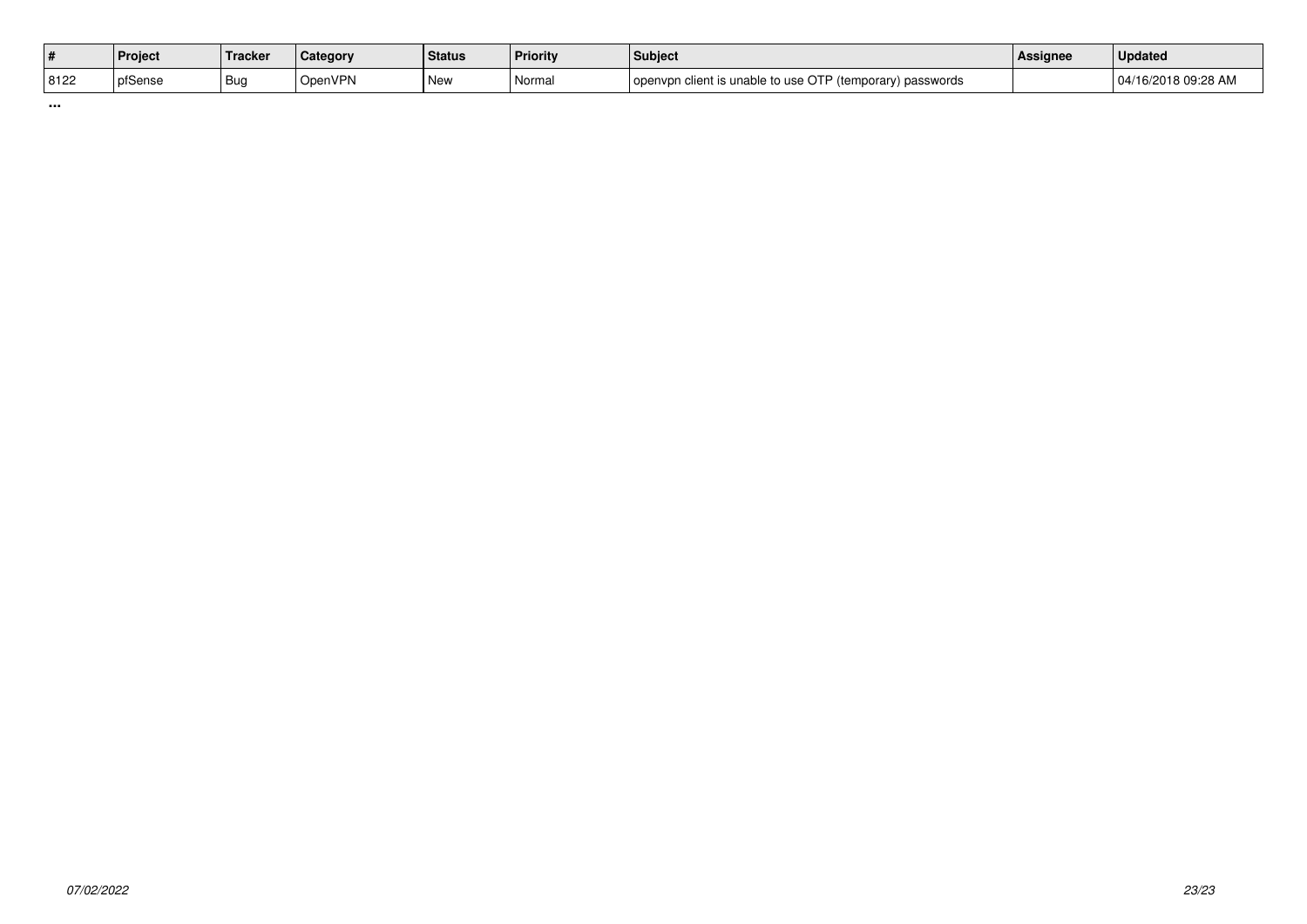| # | Project | Tracker | Category | Status | Priority | Subject | Assignee | Updated |
|---|---|---|---|---|---|---|---|---|
| 8122 | pfSense | Bug | OpenVPN | New | Normal | openvpn client is unable to use OTP (temporary) passwords | | 04/16/2018 09:28 AM |

...